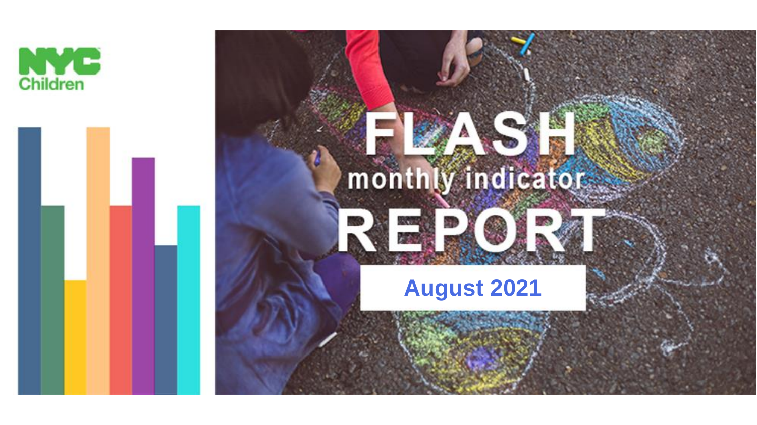NYC Children

# FLASH monthly indicator REPORT

August 2021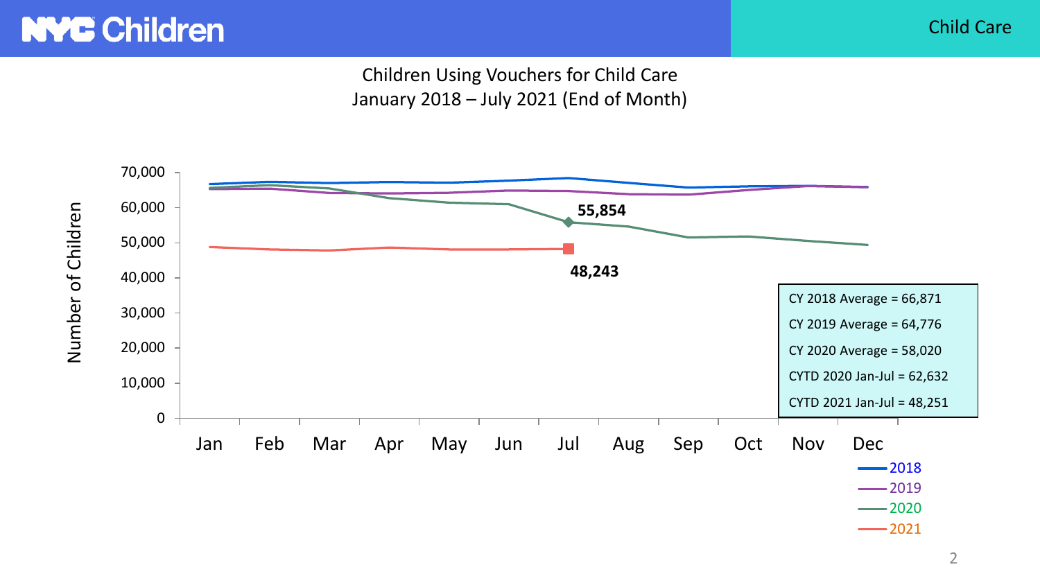Child Care

# Children Using Vouchers for Child Care
January 2018 – July 2021 (End of Month)

Number of Children

70,000
60,000
50,000
40,000
30,000
20,000
10,000
0

Jan Feb Mar Apr May Jun Jul Aug Sep Oct Nov Dec

55,854

48,243

CY 2018 Average = 66,871

CY 2019 Average = 64,776

CY 2020 Average = 58,020

CYTD 2020 Jan-Jul = 62,632

CYTD 2021 Jan-Jul = 48,251

2018
2019
2020
2021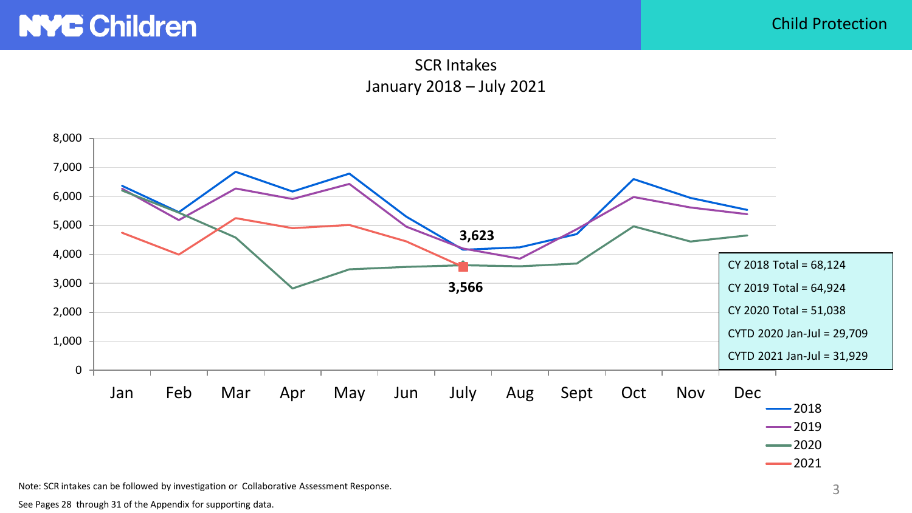NYC Children

Child Protection

## SCR Intakes
## January 2018 – July 2021

8,000
7,000
6,000
5,000
4,000
3,000
2,000
1,000
0

Jan Feb Mar Apr May Jun July Aug Sept Oct Nov Dec

3,623

3,566

CY 2018 Total = 68,124

CY 2019 Total = 64,924

CY 2020 Total = 51,038

CYTD 2020 Jan-Jul = 29,709

CYTD 2021 Jan-Jul = 31,929

2018
2019
2020
2021

Note: SCR intakes can be followed by investigation or Collaborative Assessment Response.

See Pages 28 through 31 of the Appendix for supporting data.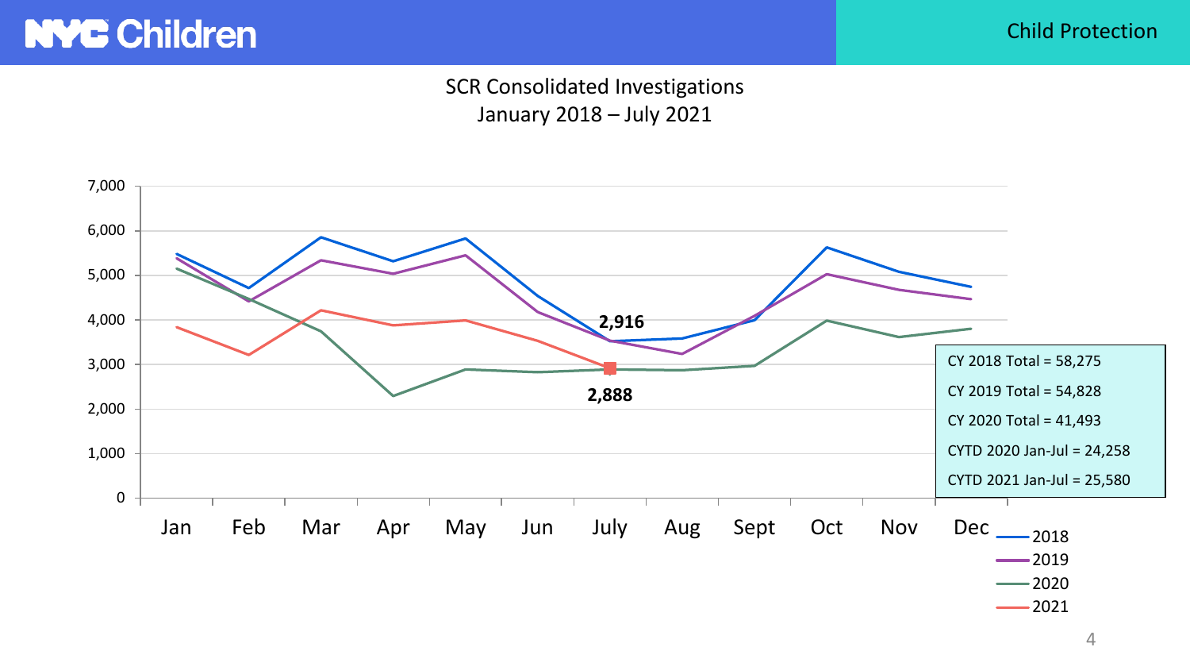Child Protection

## SCR Consolidated Investigations
## January 2018 – July 2021

7,000
6,000
5,000
4,000
3,000
2,000
1,000
0

Jan Feb Mar Apr May Jun July Aug Sept Oct Nov Dec

2,916

2,888

2018
2019
2020
2021

CY 2018 Total = 58,275

CY 2019 Total = 54,828

CY 2020 Total = 41,493

CYTD 2020 Jan-Jul = 24,258

CYTD 2021 Jan-Jul = 25,580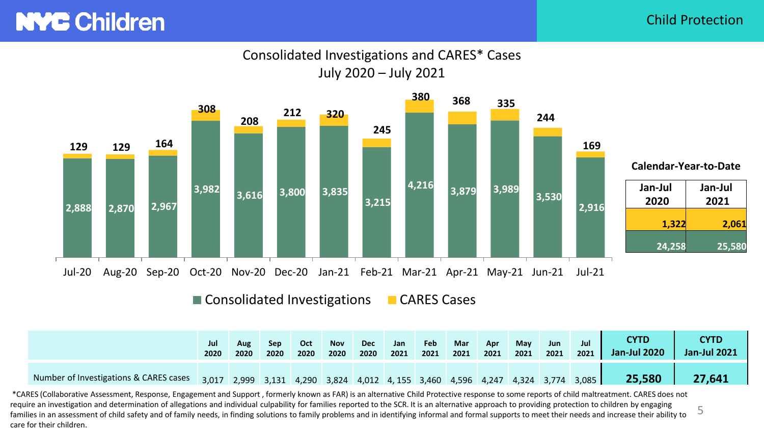NYC Children

Child Protection

## Consolidated Investigations and CARES* Cases
## July 2020 – July 2021

129
2,888
Jul-20

129
2,870
Aug-20

164
2,967
Sep-20

308
3,982
Oct-20

208
3,616
Nov-20

212
3,800
Dec-20

320
3,835
Jan-21

245
3,215
Feb-21

380
4,216
Mar-21

368
3,879
Apr-21

335
3,989
May-21

244
3,530
Jun-21

169
2,916
Jul-21

Consolidated Investigations    CARES Cases

**Calendar-Year-to-Date**

| Jan-Jul 2020 | Jan-Jul 2021 |
|---|---|
| 1,322 | 2,061 |
| 24,258 | 25,580 |

| | Jul 2020 | Aug 2020 | Sep 2020 | Oct 2020 | Nov 2020 | Dec 2020 | Jan 2021 | Feb 2021 | Mar 2021 | Apr 2021 | May 2021 | Jun 2021 | Jul 2021 | CYTD Jan-Jul 2020 | CYTD Jan-Jul 2021 |
|---|---|---|---|---|---|---|---|---|---|---|---|---|---|---|---|
| Number of Investigations & CARES cases | 3,017 | 2,999 | 3,131 | 4,290 | 3,824 | 4,012 | 4, 155 | 3,460 | 4,596 | 4,247 | 4,324 | 3,774 | 3,085 | 25,580 | 27,641 |

*CARES (Collaborative Assessment, Response, Engagement and Support , formerly known as FAR) is an alternative Child Protective response to some reports of child maltreatment. CARES does not require an investigation and determination of allegations and individual culpability for families reported to the SCR. It is an alternative approach to providing protection to children by engaging families in an assessment of child safety and of family needs, in finding solutions to family problems and in identifying informal and formal supports to meet their needs and increase their ability to care for their children.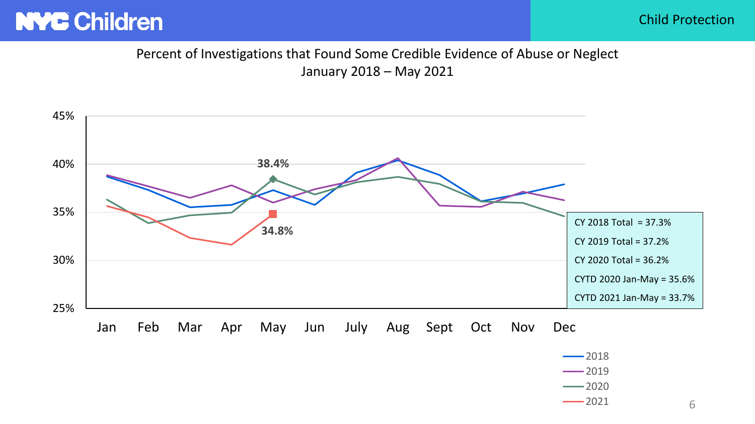Percent of Investigations that Found Some Credible Evidence of Abuse or Neglect
January 2018 – May 2021

45%
40%
35%
30%
25%

Jan Feb Mar Apr May Jun July Aug Sept Oct Nov Dec

38.4%
34.8%

CY 2018 Total = 37.3%
CY 2019 Total = 37.2%
CY 2020 Total = 36.2%
CYTD 2020 Jan-May = 35.6%
CYTD 2021 Jan-May = 33.7%

2018
2019
2020
2021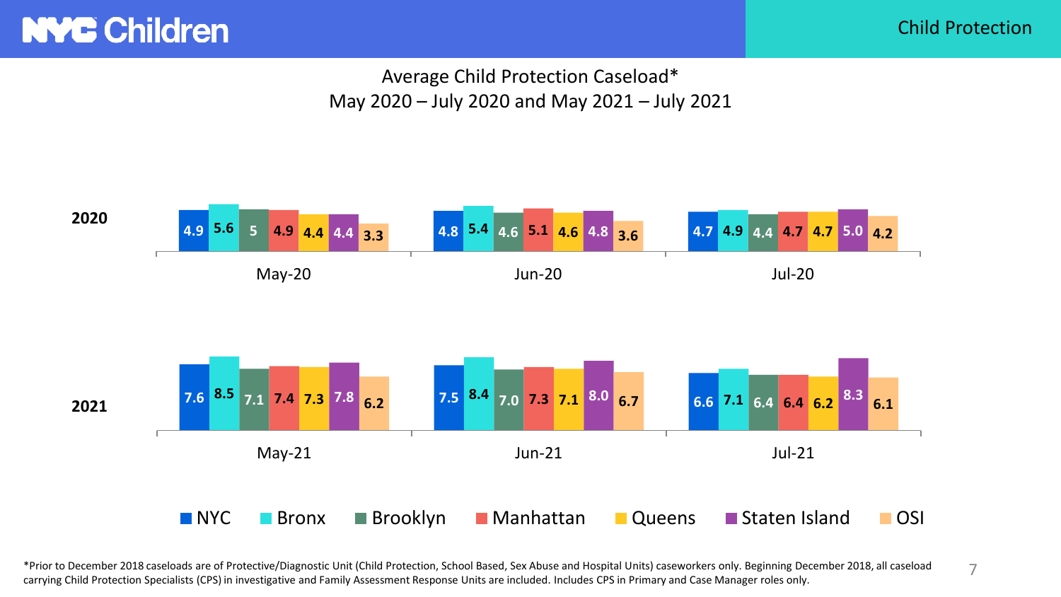# Average Child Protection Caseload*

May 2020 – July 2020 and May 2021 – July 2021

2020

May-20: 4.9 5.6 5 4.9 4.4 4.4 3.3

Jun-20: 4.8 5.4 4.6 5.1 4.6 4.8 3.6

Jul-20: 4.7 4.9 4.4 4.7 4.7 5.0 4.2

2021

May-21: 7.6 8.5 7.1 7.4 7.3 7.8 6.2

Jun-21: 7.5 8.4 7.0 7.3 7.1 8.0 6.7

Jul-21: 6.6 7.1 6.4 6.4 6.2 8.3 6.1

NYC, Bronx, Brooklyn, Manhattan, Queens, Staten Island, OSI

*Prior to December 2018 caseloads are of Protective/Diagnostic Unit (Child Protection, School Based, Sex Abuse and Hospital Units) caseworkers only. Beginning December 2018, all caseload carrying Child Protection Specialists (CPS) in investigative and Family Assessment Response Units are included. Includes CPS in Primary and Case Manager roles only.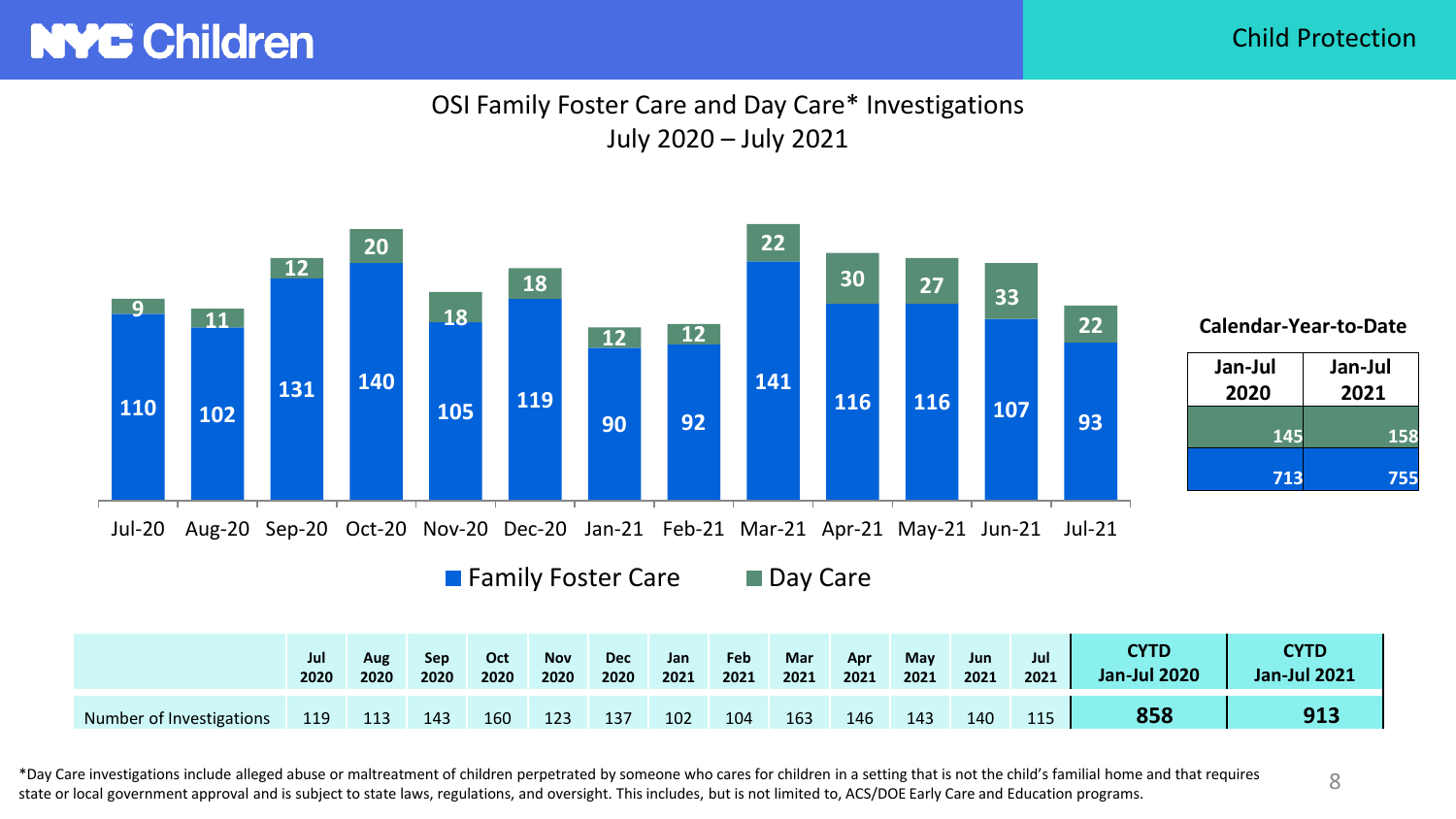NYC Children

Child Protection

## OSI Family Foster Care and Day Care* Investigations
## July 2020 – July 2021

9
110
11
102
12
131
20
140
18
105
18
119
12
90
12
92
22
141
30
116
27
116
33
107
22
93

Jul-20 Aug-20 Sep-20 Oct-20 Nov-20 Dec-20 Jan-21 Feb-21 Mar-21 Apr-21 May-21 Jun-21 Jul-21

Family Foster Care
Day Care

**Calendar-Year-to-Date**

| Jan-Jul 2020 | Jan-Jul 2021 |
|---|---|
| 145 | 158 |
| 713 | 755 |

| | Jul 2020 | Aug 2020 | Sep 2020 | Oct 2020 | Nov 2020 | Dec 2020 | Jan 2021 | Feb 2021 | Mar 2021 | Apr 2021 | May 2021 | Jun 2021 | Jul 2021 | CYTD Jan-Jul 2020 | CYTD Jan-Jul 2021 |
|---|---|---|---|---|---|---|---|---|---|---|---|---|---|---|---|
| Number of Investigations | 119 | 113 | 143 | 160 | 123 | 137 | 102 | 104 | 163 | 146 | 143 | 140 | 115 | **858** | **913** |

*Day Care investigations include alleged abuse or maltreatment of children perpetrated by someone who cares for children in a setting that is not the child's familial home and that requires state or local government approval and is subject to state laws, regulations, and oversight. This includes, but is not limited to, ACS/DOE Early Care and Education programs.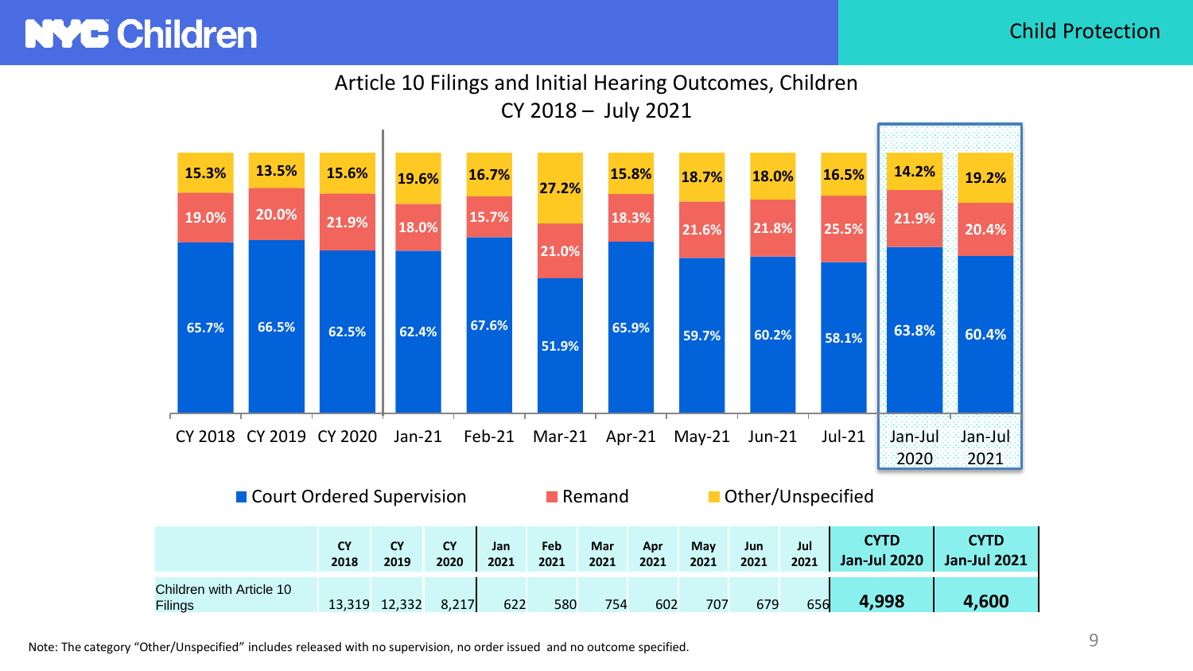Child Protection

## Article 10 Filings and Initial Hearing Outcomes, Children
## CY 2018 – July 2021

CY 2018: 15.3%, 19.0%, 65.7%
CY 2019: 13.5%, 20.0%, 66.5%
CY 2020: 15.6%, 21.9%, 62.5%
Jan-21: 19.6%, 18.0%, 62.4%
Feb-21: 16.7%, 15.7%, 67.6%
Mar-21: 27.2%, 21.0%, 51.9%
Apr-21: 15.8%, 18.3%, 65.9%
May-21: 18.7%, 21.6%, 59.7%
Jun-21: 18.0%, 21.8%, 60.2%
Jul-21: 16.5%, 25.5%, 58.1%
Jan-Jul 2020: 14.2%, 21.9%, 63.8%
Jan-Jul 2021: 19.2%, 20.4%, 60.4%

Court Ordered Supervision | Remand | Other/Unspecified

| | CY 2018 | CY 2019 | CY 2020 | Jan 2021 | Feb 2021 | Mar 2021 | Apr 2021 | May 2021 | Jun 2021 | Jul 2021 | CYTD Jan-Jul 2020 | CYTD Jan-Jul 2021 |
|---|---|---|---|---|---|---|---|---|---|---|---|---|
| Children with Article 10 Filings | 13,319 | 12,332 | 8,217 | 622 | 580 | 754 | 602 | 707 | 679 | 656 | **4,998** | **4,600** |

Note: The category "Other/Unspecified" includes released with no supervision, no order issued and no outcome specified.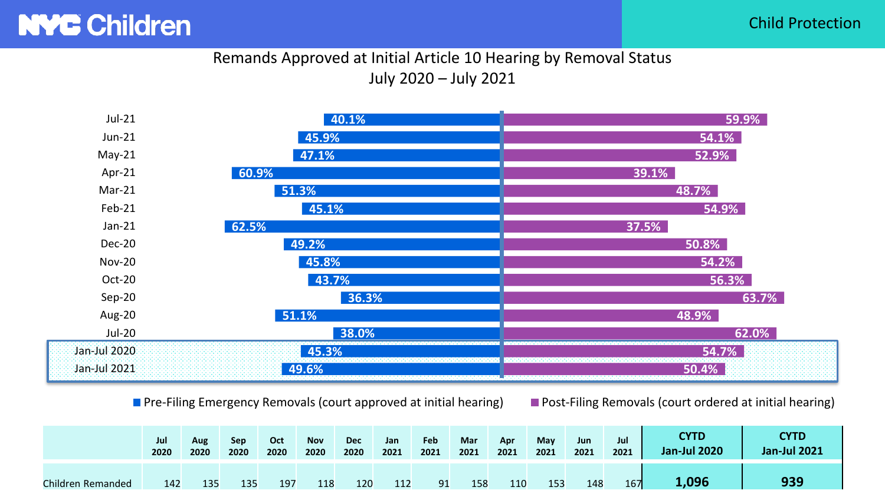# Remands Approved at Initial Article 10 Hearing by Removal Status

July 2020 – July 2021

Jul-21 40.1% 59.9%
Jun-21 45.9% 54.1%
May-21 47.1% 52.9%
Apr-21 60.9% 39.1%
Mar-21 51.3% 48.7%
Feb-21 45.1% 54.9%
Jan-21 62.5% 37.5%
Dec-20 49.2% 50.8%
Nov-20 45.8% 54.2%
Oct-20 43.7% 56.3%
Sep-20 36.3% 63.7%
Aug-20 51.1% 48.9%
Jul-20 38.0% 62.0%
Jan-Jul 2020 45.3% 54.7%
Jan-Jul 2021 49.6% 50.4%

Pre-Filing Emergency Removals (court approved at initial hearing)
Post-Filing Removals (court ordered at initial hearing)

| | Jul 2020 | Aug 2020 | Sep 2020 | Oct 2020 | Nov 2020 | Dec 2020 | Jan 2021 | Feb 2021 | Mar 2021 | Apr 2021 | May 2021 | Jun 2021 | Jul 2021 | CYTD Jan-Jul 2020 | CYTD Jan-Jul 2021 |
|---|---|---|---|---|---|---|---|---|---|---|---|---|---|---|---|
| Children Remanded | 142 | 135 | 135 | 197 | 118 | 120 | 112 | 91 | 158 | 110 | 153 | 148 | 167 | **1,096** | **939** |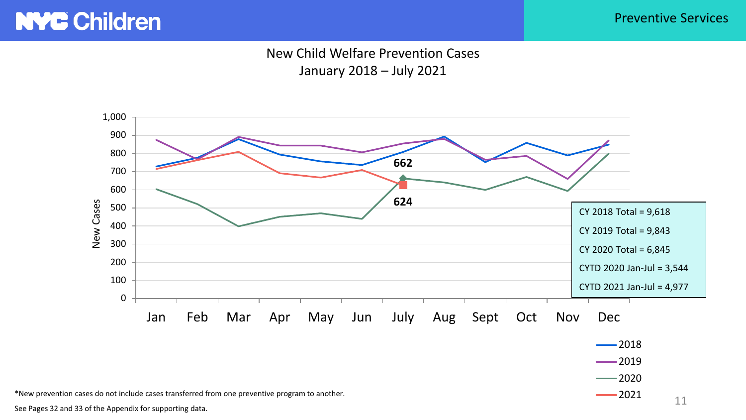NYC Children

Preventive Services

## New Child Welfare Prevention Cases
## January 2018 – July 2021

New Cases

1,000
900
800
700
600
500
400
300
200
100
0

Jan Feb Mar Apr May Jun July Aug Sept Oct Nov Dec

662

624

CY 2018 Total = 9,618

CY 2019 Total = 9,843

CY 2020 Total = 6,845

CYTD 2020 Jan-Jul = 3,544

CYTD 2021 Jan-Jul = 4,977

2018
2019
2020
2021

*New prevention cases do not include cases transferred from one preventive program to another.

See Pages 32 and 33 of the Appendix for supporting data.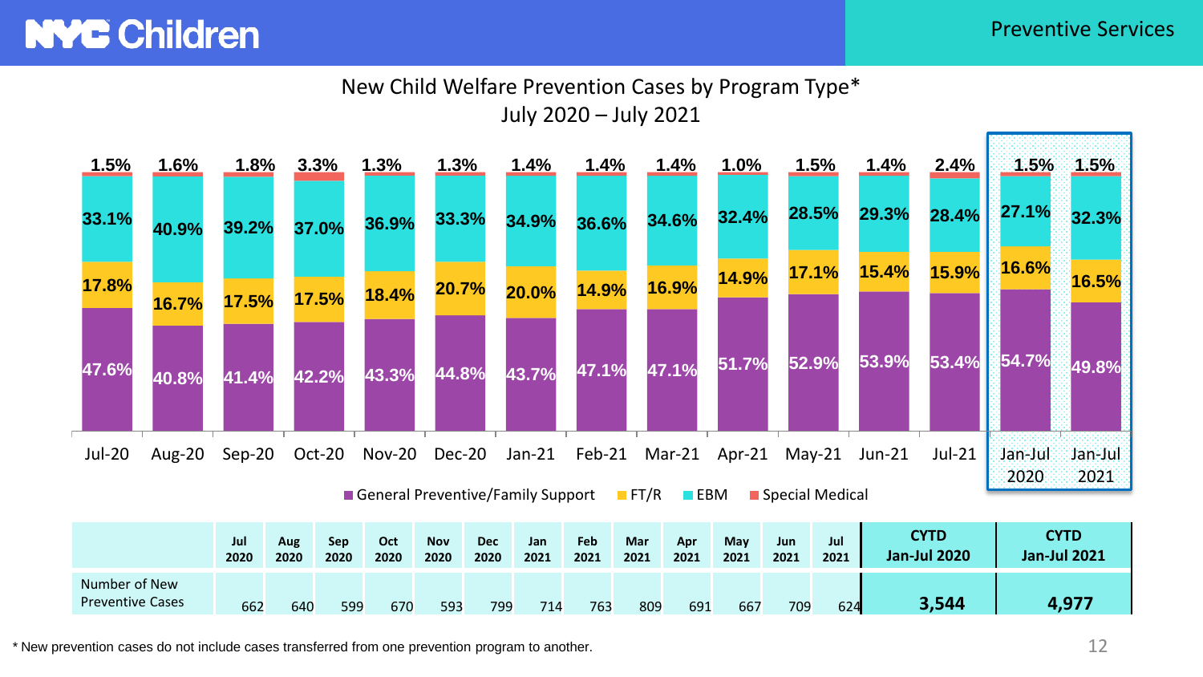# Preventive Services

## New Child Welfare Prevention Cases by Program Type*
July 2020 – July 2021

Jul-20: 1.5%, 33.1%, 17.8%, 47.6%
Aug-20: 1.6%, 40.9%, 16.7%, 40.8%
Sep-20: 1.8%, 39.2%, 17.5%, 41.4%
Oct-20: 3.3%, 37.0%, 17.5%, 42.2%
Nov-20: 1.3%, 36.9%, 18.4%, 43.3%
Dec-20: 1.3%, 33.3%, 20.7%, 44.8%
Jan-21: 1.4%, 34.9%, 20.0%, 43.7%
Feb-21: 1.4%, 36.6%, 14.9%, 47.1%
Mar-21: 1.4%, 34.6%, 16.9%, 47.1%
Apr-21: 1.0%, 32.4%, 14.9%, 51.7%
May-21: 1.5%, 28.5%, 17.1%, 52.9%
Jun-21: 1.4%, 29.3%, 15.4%, 53.9%
Jul-21: 2.4%, 28.4%, 15.9%, 53.4%
Jan-Jul 2020: 1.5%, 27.1%, 16.6%, 54.7%
Jan-Jul 2021: 1.5%, 32.3%, 16.5%, 49.8%

General Preventive/Family Support | FT/R | EBM | Special Medical

| | Jul 2020 | Aug 2020 | Sep 2020 | Oct 2020 | Nov 2020 | Dec 2020 | Jan 2021 | Feb 2021 | Mar 2021 | Apr 2021 | May 2021 | Jun 2021 | Jul 2021 | CYTD Jan-Jul 2020 | CYTD Jan-Jul 2021 |
|---|---|---|---|---|---|---|---|---|---|---|---|---|---|---|---|
| Number of New Preventive Cases | 662 | 640 | 599 | 670 | 593 | 799 | 714 | 763 | 809 | 691 | 667 | 709 | 624 | **3,544** | **4,977** |

\* New prevention cases do not include cases transferred from one prevention program to another.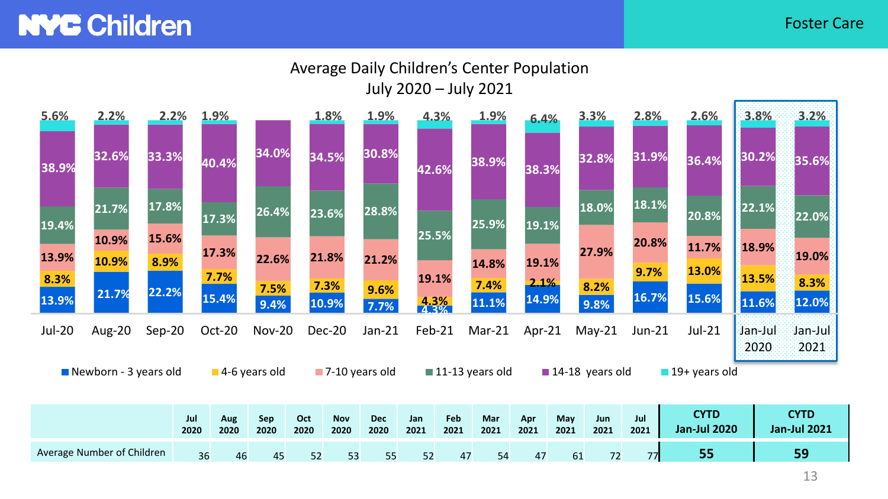# Average Daily Children's Center Population
## July 2020 – July 2021

Jul-20: 5.6% | 38.9% | 19.4% | 13.9% | 8.3% | 13.9%

Aug-20: 2.2% | 32.6% | 21.7% | 10.9% | 10.9% | 21.7%

Sep-20: 2.2% | 33.3% | 17.8% | 15.6% | 8.9% | 22.2%

Oct-20: 1.9% | 40.4% | 17.3% | 17.3% | 7.7% | 15.4%

Nov-20: 34.0% | 26.4% | 22.6% | 7.5% | 9.4%

Dec-20: 1.8% | 34.5% | 23.6% | 21.8% | 7.3% | 10.9%

Jan-21: 1.9% | 30.8% | 28.8% | 21.2% | 9.6% | 7.7%

Feb-21: 4.3% | 42.6% | 25.5% | 19.1% | 4.3% | 4.3%

Mar-21: 1.9% | 38.9% | 25.9% | 14.8% | 7.4% | 11.1%

Apr-21: 6.4% | 38.3% | 19.1% | 19.1% | 2.1% | 14.9%

May-21: 3.3% | 32.8% | 18.0% | 27.9% | 8.2% | 9.8%

Jun-21: 2.8% | 31.9% | 18.1% | 20.8% | 9.7% | 16.7%

Jul-21: 2.6% | 36.4% | 20.8% | 11.7% | 13.0% | 15.6%

Jan-Jul 2020: 3.8% | 30.2% | 22.1% | 18.9% | 13.5% | 11.6%

Jan-Jul 2021: 3.2% | 35.6% | 22.0% | 19.0% | 8.3% | 12.0%

Newborn - 3 years old | 4-6 years old | 7-10 years old | 11-13 years old | 14-18 years old | 19+ years old

| | Jul 2020 | Aug 2020 | Sep 2020 | Oct 2020 | Nov 2020 | Dec 2020 | Jan 2021 | Feb 2021 | Mar 2021 | Apr 2021 | May 2021 | Jun 2021 | Jul 2021 | CYTD Jan-Jul 2020 | CYTD Jan-Jul 2021 |
|---|---|---|---|---|---|---|---|---|---|---|---|---|---|---|---|
| Average Number of Children | 36 | 46 | 45 | 52 | 53 | 55 | 52 | 47 | 54 | 47 | 61 | 72 | 77 | **55** | **59** |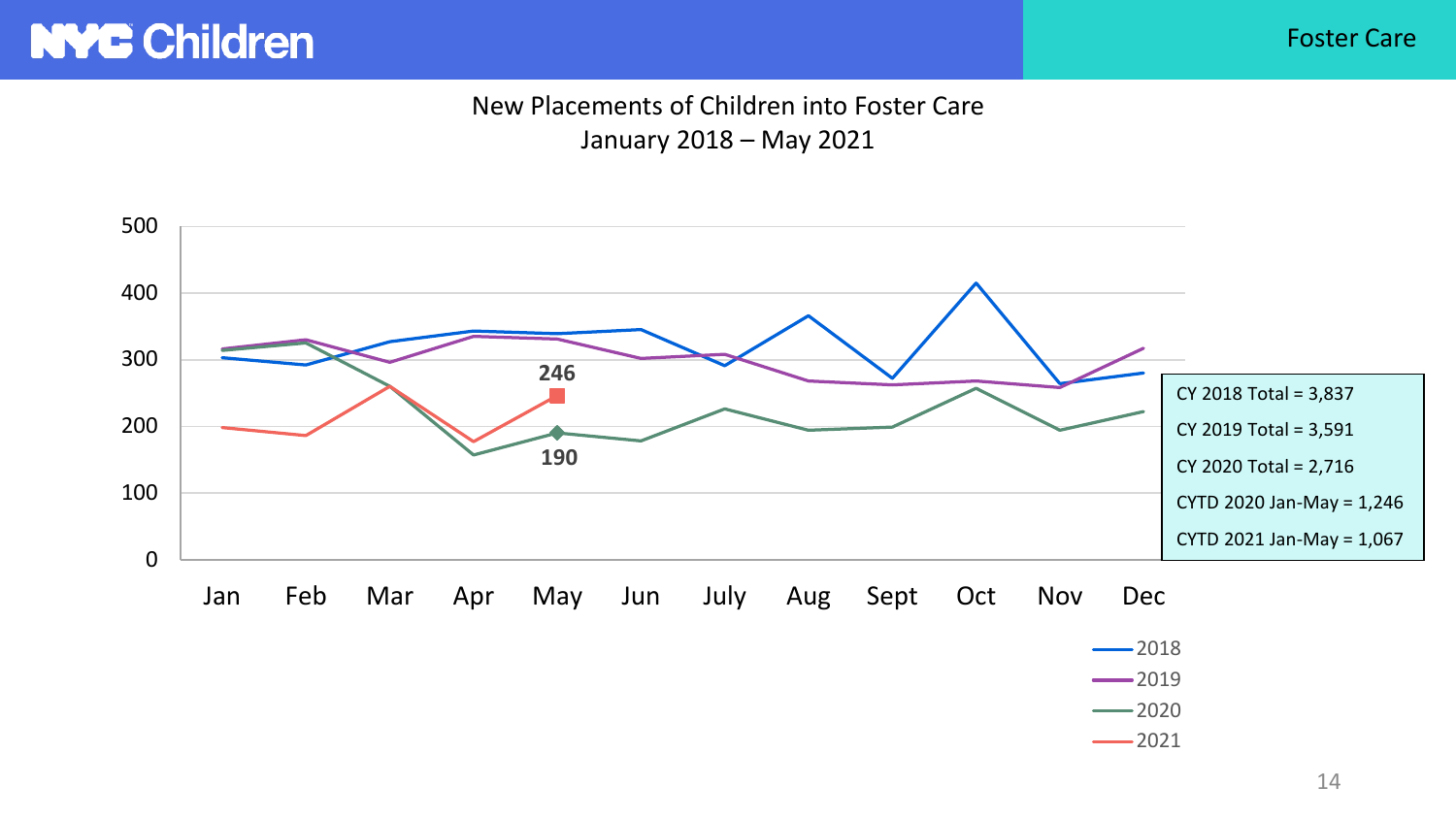# New Placements of Children into Foster Care

January 2018 – May 2021

500
400
300
200
100
0

Jan Feb Mar Apr May Jun July Aug Sept Oct Nov Dec

246

190

CY 2018 Total = 3,837

CY 2019 Total = 3,591

CY 2020 Total = 2,716

CYTD 2020 Jan-May = 1,246

CYTD 2021 Jan-May = 1,067

2018
2019
2020
2021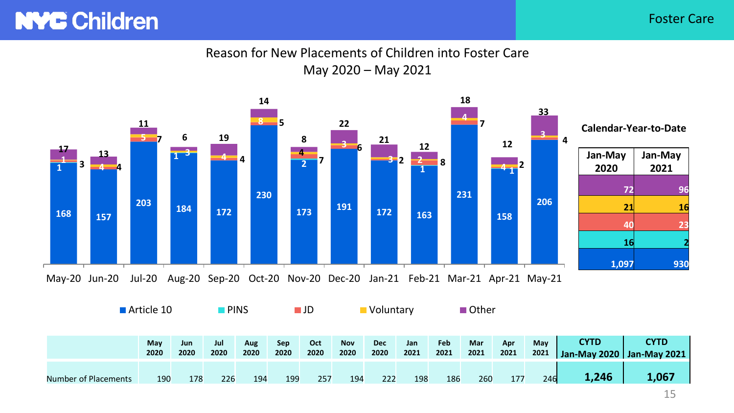# Reason for New Placements of Children into Foster Care
## May 2020 – May 2021

May-20 Jun-20 Jul-20 Aug-20 Sep-20 Oct-20 Nov-20 Dec-20 Jan-21 Feb-21 Mar-21 Apr-21 May-21

168 1 1 3 17
157 4 4 13
203 5 7 11
184 1 3 6
172 4 4 19
230 8 5 14
173 2 4 7 8
191 3 6 22
172 3 2 21
163 1 2 8 12
231 4 7 18
158 1 4 2 12
206 3 4 33

■ Article 10 ■ PINS ■ JD ■ Voluntary ■ Other

**Calendar-Year-to-Date**

| Jan-May 2020 | Jan-May 2021 |
|---|---|
| 72 | 96 |
| 21 | 16 |
| 40 | 23 |
| 16 | 2 |
| 1,097 | 930 |

| | May 2020 | Jun 2020 | Jul 2020 | Aug 2020 | Sep 2020 | Oct 2020 | Nov 2020 | Dec 2020 | Jan 2021 | Feb 2021 | Mar 2021 | Apr 2021 | May 2021 | CYTD Jan-May 2020 | CYTD Jan-May 2021 |
|---|---|---|---|---|---|---|---|---|---|---|---|---|---|---|---|
| Number of Placements | 190 | 178 | 226 | 194 | 199 | 257 | 194 | 222 | 198 | 186 | 260 | 177 | 246 | **1,246** | **1,067** |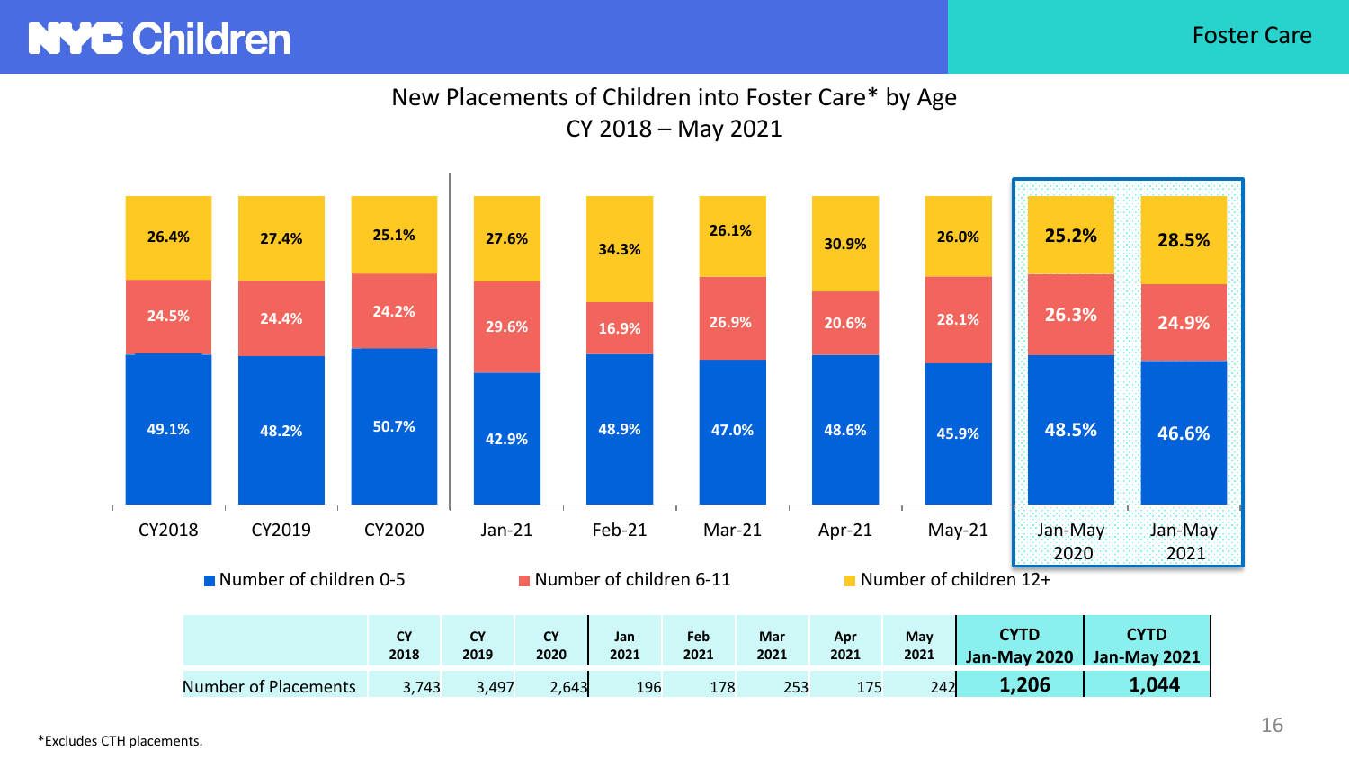Foster Care

## New Placements of Children into Foster Care* by Age
## CY 2018 – May 2021

CY2018: 26.4% / 24.5% / 49.1%
CY2019: 27.4% / 24.4% / 48.2%
CY2020: 25.1% / 24.2% / 50.7%
Jan-21: 27.6% / 29.6% / 42.9%
Feb-21: 34.3% / 16.9% / 48.9%
Mar-21: 26.1% / 26.9% / 47.0%
Apr-21: 30.9% / 20.6% / 48.6%
May-21: 26.0% / 28.1% / 45.9%
Jan-May 2020: 25.2% / 26.3% / 48.5%
Jan-May 2021: 28.5% / 24.9% / 46.6%

Number of children 0-5
Number of children 6-11
Number of children 12+

| | CY 2018 | CY 2019 | CY 2020 | Jan 2021 | Feb 2021 | Mar 2021 | Apr 2021 | May 2021 | CYTD Jan-May 2020 | CYTD Jan-May 2021 |
|---|---|---|---|---|---|---|---|---|---|---|
| Number of Placements | 3,743 | 3,497 | 2,643 | 196 | 178 | 253 | 175 | 242 | **1,206** | **1,044** |

*Excludes CTH placements.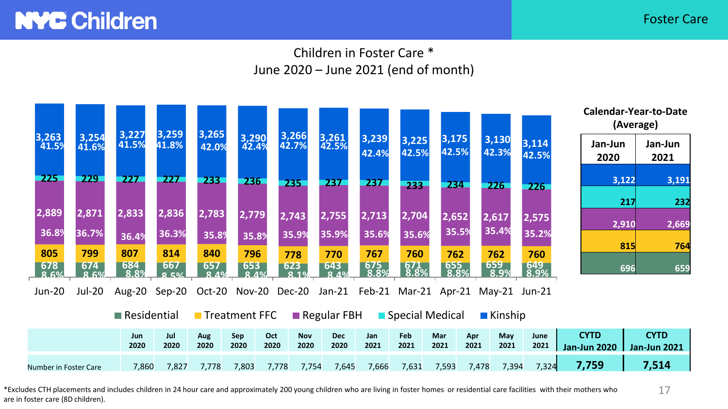Foster Care

## Children in Foster Care *
## June 2020 – June 2021 (end of month)

| | Jun-20 | Jul-20 | Aug-20 | Sep-20 | Oct-20 | Nov-20 | Dec-20 | Jan-21 | Feb-21 | Mar-21 | Apr-21 | May-21 | Jun-21 |
|---|---|---|---|---|---|---|---|---|---|---|---|---|---|
| Kinship | 3,263 (41.5%) | 3,254 (41.6%) | 3,227 (41.5%) | 3,259 (41.8%) | 3,265 (42.0%) | 3,290 (42.4%) | 3,266 (42.7%) | 3,261 (42.5%) | 3,239 (42.4%) | 3,225 (42.5%) | 3,175 (42.5%) | 3,130 (42.3%) | 3,114 (42.5%) |
| Special Medical | 225 | 229 | 227 | 227 | 233 | 236 | 235 | 237 | 237 | 233 | 234 | 226 | 226 |
| Regular FBH | 2,889 (36.8%) | 2,871 (36.7%) | 2,833 (36.4%) | 2,836 (36.3%) | 2,783 (35.8%) | 2,779 (35.8%) | 2,743 (35.9%) | 2,755 (35.9%) | 2,713 (35.6%) | 2,704 (35.6%) | 2,652 (35.5%) | 2,617 (35.4%) | 2,575 (35.2%) |
| Treatment FFC | 805 | 799 | 807 | 814 | 840 | 796 | 778 | 770 | 767 | 760 | 762 | 762 | 760 |
| Residential | 678 (8.6%) | 674 (8.6%) | 684 (8.8%) | 667 (8.5%) | 657 (8.4%) | 653 (8.4%) | 623 (8.1%) | 643 (8.4%) | 675 (8.8%) | 671 (8.8%) | 655 (8.8%) | 659 (8.9%) | 649 (8.9%) |

**Calendar-Year-to-Date (Average)**

| | Jan-Jun 2020 | Jan-Jun 2021 |
|---|---|---|
| Kinship | 3,122 | 3,191 |
| Special Medical | 217 | 232 |
| Regular FBH | 2,910 | 2,669 |
| Treatment FFC | 815 | 764 |
| Residential | 696 | 659 |

| | Jun 2020 | Jul 2020 | Aug 2020 | Sep 2020 | Oct 2020 | Nov 2020 | Dec 2020 | Jan 2021 | Feb 2021 | Mar 2021 | Apr 2021 | May 2021 | June 2021 | CYTD Jan-Jun 2020 | CYTD Jan-Jun 2021 |
|---|---|---|---|---|---|---|---|---|---|---|---|---|---|---|---|
| Number in Foster Care | 7,860 | 7,827 | 7,778 | 7,803 | 7,778 | 7,754 | 7,645 | 7,666 | 7,631 | 7,593 | 7,478 | 7,394 | 7,324 | **7,759** | **7,514** |

*Excludes CTH placements and includes children in 24 hour care and approximately 200 young children who are living in foster homes or residential care facilities with their mothers who are in foster care (8D children).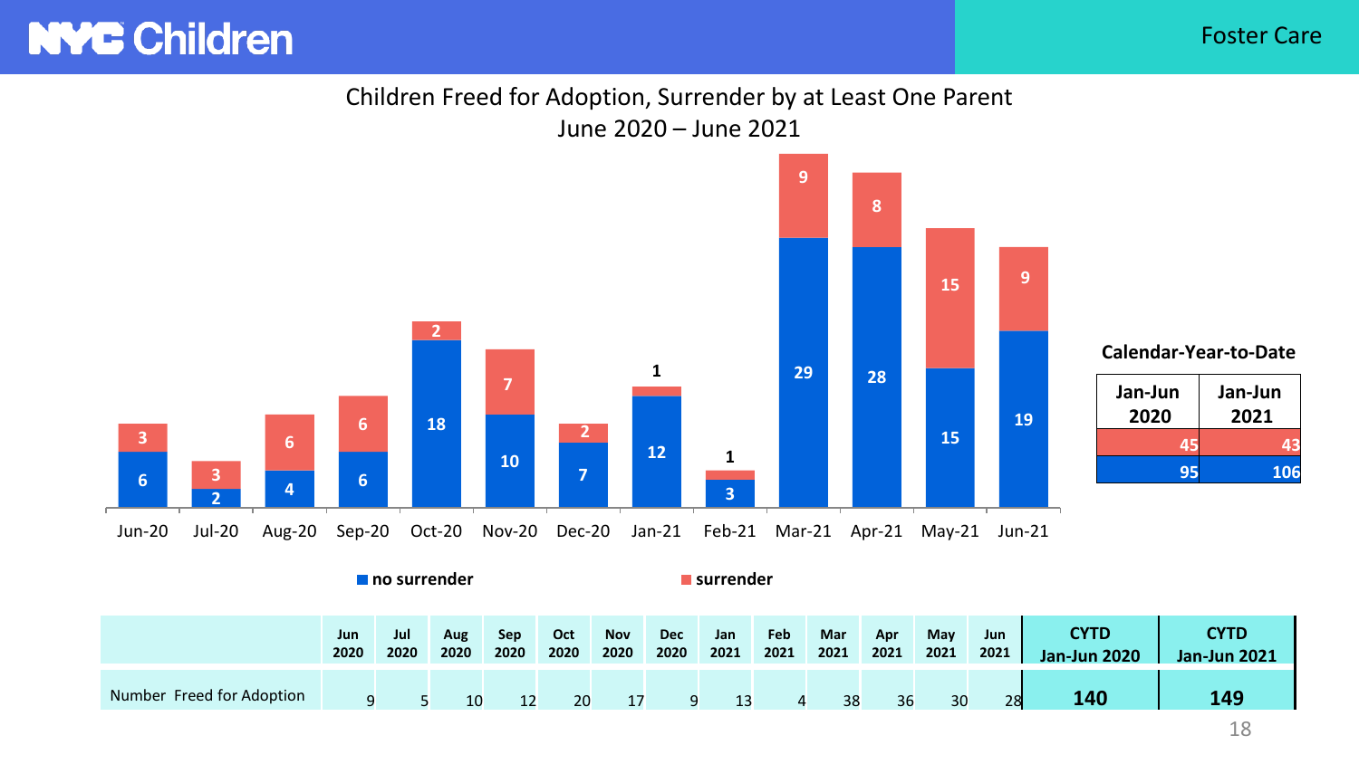NYC Children | Foster Care

## Children Freed for Adoption, Surrender by at Least One Parent
June 2020 – June 2021

Jun-20: 6, 3
Jul-20: 2, 3
Aug-20: 4, 6
Sep-20: 6, 6
Oct-20: 18, 2
Nov-20: 10, 7
Dec-20: 7, 2
Jan-21: 12, 1
Feb-21: 3, 1
Mar-21: 29, 9
Apr-21: 28, 8
May-21: 15, 15
Jun-21: 19, 9

no surrender
surrender

**Calendar-Year-to-Date**

| Jan-Jun 2020 | Jan-Jun 2021 |
|---|---|
| 45 | 43 |
| 95 | 106 |

| | Jun 2020 | Jul 2020 | Aug 2020 | Sep 2020 | Oct 2020 | Nov 2020 | Dec 2020 | Jan 2021 | Feb 2021 | Mar 2021 | Apr 2021 | May 2021 | Jun 2021 | CYTD Jan-Jun 2020 | CYTD Jan-Jun 2021 |
|---|---|---|---|---|---|---|---|---|---|---|---|---|---|---|---|
| Number Freed for Adoption | 9 | 5 | 10 | 12 | 20 | 17 | 9 | 13 | 4 | 38 | 36 | 30 | 28 | **140** | **149** |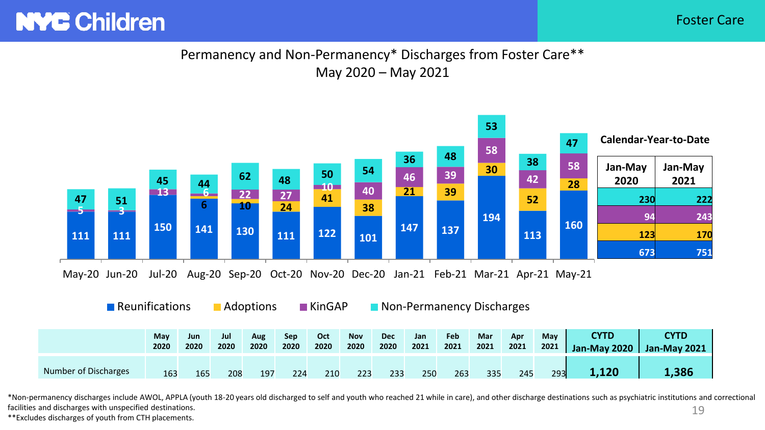Foster Care

## Permanency and Non-Permanency* Discharges from Foster Care**
## May 2020 – May 2021

May-20: 111, 5, 47
Jun-20: 111, 3, 51
Jul-20: 150, 13, 45
Aug-20: 141, 6, 6, 44
Sep-20: 130, 10, 22, 62
Oct-20: 111, 24, 27, 48
Nov-20: 122, 41, 10, 50
Dec-20: 101, 38, 40, 54
Jan-21: 147, 21, 46, 36
Feb-21: 137, 39, 39, 48
Mar-21: 194, 30, 58, 53
Apr-21: 113, 52, 42, 38
May-21: 160, 28, 58, 47

Reunifications | Adoptions | KinGAP | Non-Permanency Discharges

**Calendar-Year-to-Date**

| Jan-May 2020 | Jan-May 2021 |
|---|---|
| 230 | 222 |
| 94 | 243 |
| 123 | 170 |
| 673 | 751 |

| | May 2020 | Jun 2020 | Jul 2020 | Aug 2020 | Sep 2020 | Oct 2020 | Nov 2020 | Dec 2020 | Jan 2021 | Feb 2021 | Mar 2021 | Apr 2021 | May 2021 | CYTD Jan-May 2020 | CYTD Jan-May 2021 |
|---|---|---|---|---|---|---|---|---|---|---|---|---|---|---|---|
| Number of Discharges | 163 | 165 | 208 | 197 | 224 | 210 | 223 | 233 | 250 | 263 | 335 | 245 | 293 | **1,120** | **1,386** |

*Non-permanency discharges include AWOL, APPLA (youth 18-20 years old discharged to self and youth who reached 21 while in care), and other discharge destinations such as psychiatric institutions and correctional facilities and discharges with unspecified destinations.

**Excludes discharges of youth from CTH placements.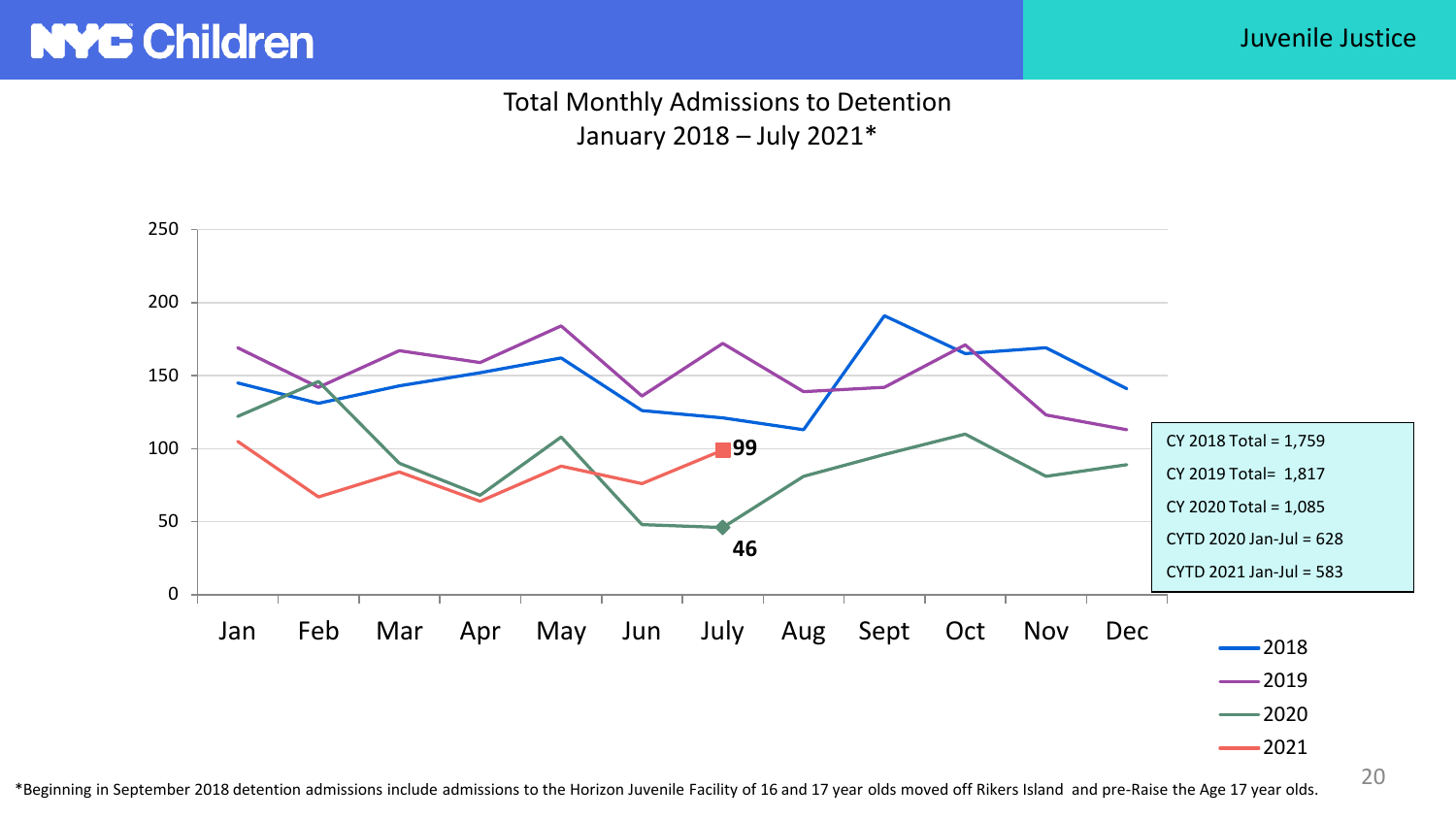NYC Children

Juvenile Justice

## Total Monthly Admissions to Detention January 2018 – July 2021*

250
200
150
100
50
0

Jan Feb Mar Apr May Jun July Aug Sept Oct Nov Dec

99

46

CY 2018 Total = 1,759
CY 2019 Total= 1,817
CY 2020 Total = 1,085
CYTD 2020 Jan-Jul = 628
CYTD 2021 Jan-Jul = 583

2018
2019
2020
2021

*Beginning in September 2018 detention admissions include admissions to the Horizon Juvenile Facility of 16 and 17 year olds moved off Rikers Island and pre-Raise the Age 17 year olds.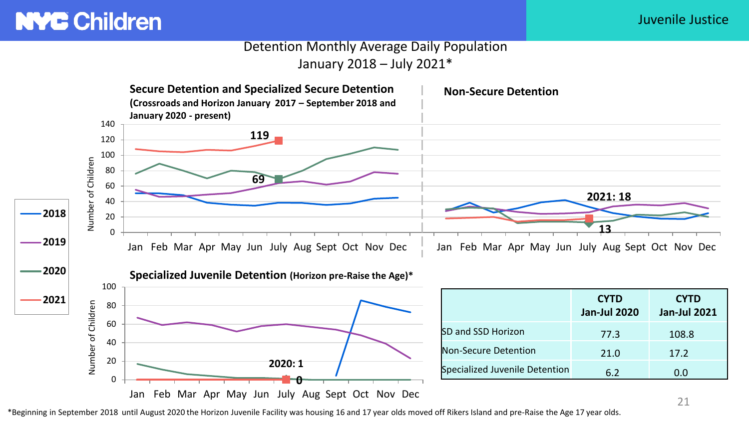Juvenile Justice

# Detention Monthly Average Daily Population

January 2018 – July 2021*

**Secure Detention and Specialized Secure Detention**
**(Crossroads and Horizon January 2017 – September 2018 and January 2020 - present)**

Number of Children

140
120
100
80
60
40
20
0

Jan Feb Mar Apr May Jun July Aug Sept Oct Nov Dec

119

69

**Non-Secure Detention**

Jan Feb Mar Apr May Jun July Aug Sept Oct Nov Dec

2021: 18

13

**2018**
**2019**
**2020**
**2021**

**Specialized Juvenile Detention** **(Horizon pre-Raise the Age)***

Number of Children

100
80
60
40
20
0

Jan Feb Mar Apr May Jun July Aug Sept Oct Nov Dec

2020: 1

0

| | CYTD Jan-Jul 2020 | CYTD Jan-Jul 2021 |
|---|---|---|
| SD and SSD Horizon | 77.3 | 108.8 |
| Non-Secure Detention | 21.0 | 17.2 |
| Specialized Juvenile Detention | 6.2 | 0.0 |

*Beginning in September 2018 until August 2020 the Horizon Juvenile Facility was housing 16 and 17 year olds moved off Rikers Island and pre-Raise the Age 17 year olds.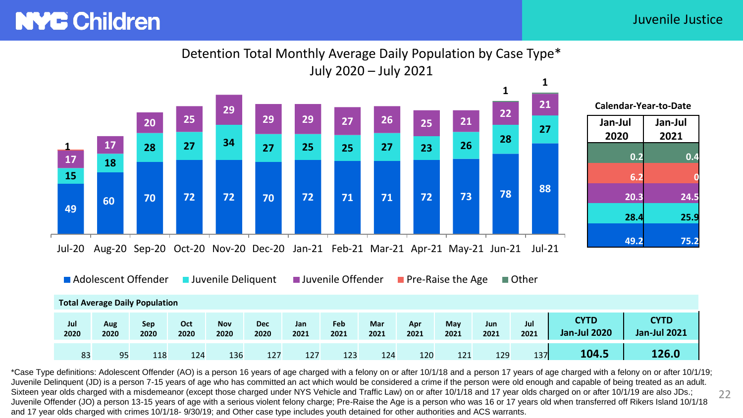NYC Children

Juvenile Justice

## Detention Total Monthly Average Daily Population by Case Type*
July 2020 – July 2021

Jul-20: 49, 15, 17, 1
Aug-20: 60, 18, 17
Sep-20: 70, 28, 20
Oct-20: 72, 27, 25
Nov-20: 72, 34, 29
Dec-20: 70, 27, 29
Jan-21: 72, 25, 29
Feb-21: 71, 25, 27
Mar-21: 71, 27, 26
Apr-21: 72, 23, 25
May-21: 73, 26, 21
Jun-21: 78, 28, 22, 1
Jul-21: 88, 27, 21, 1

Adolescent Offender | Juvenile Deliquent | Juvenile Offender | Pre-Raise the Age | Other

**Calendar-Year-to-Date**

| Jan-Jul 2020 | Jan-Jul 2021 |
|---|---|
| 0.2 | 0.4 |
| 6.2 | 0 |
| 20.3 | 24.5 |
| 28.4 | 25.9 |
| 49.2 | 75.2 |

**Total Average Daily Population**

| Jul 2020 | Aug 2020 | Sep 2020 | Oct 2020 | Nov 2020 | Dec 2020 | Jan 2021 | Feb 2021 | Mar 2021 | Apr 2021 | May 2021 | Jun 2021 | Jul 2021 | CYTD Jan-Jul 2020 | CYTD Jan-Jul 2021 |
|---|---|---|---|---|---|---|---|---|---|---|---|---|---|---|
| 83 | 95 | 118 | 124 | 136 | 127 | 127 | 123 | 124 | 120 | 121 | 129 | 137 | **104.5** | **126.0** |

*Case Type definitions: Adolescent Offender (AO) is a person 16 years of age charged with a felony on or after 10/1/18 and a person 17 years of age charged with a felony on or after 10/1/19; Juvenile Delinquent (JD) is a person 7-15 years of age who has committed an act which would be considered a crime if the person were old enough and capable of being treated as an adult. Sixteen year olds charged with a misdemeanor (except those charged under NYS Vehicle and Traffic Law) on or after 10/1/18 and 17 year olds charged on or after 10/1/19 are also JDs.; Juvenile Offender (JO) a person 13-15 years of age with a serious violent felony charge; Pre-Raise the Age is a person who was 16 or 17 years old when transferred off Rikers Island 10/1/18 and 17 year olds charged with crimes 10/1/18- 9/30/19; and Other case type includes youth detained for other authorities and ACS warrants.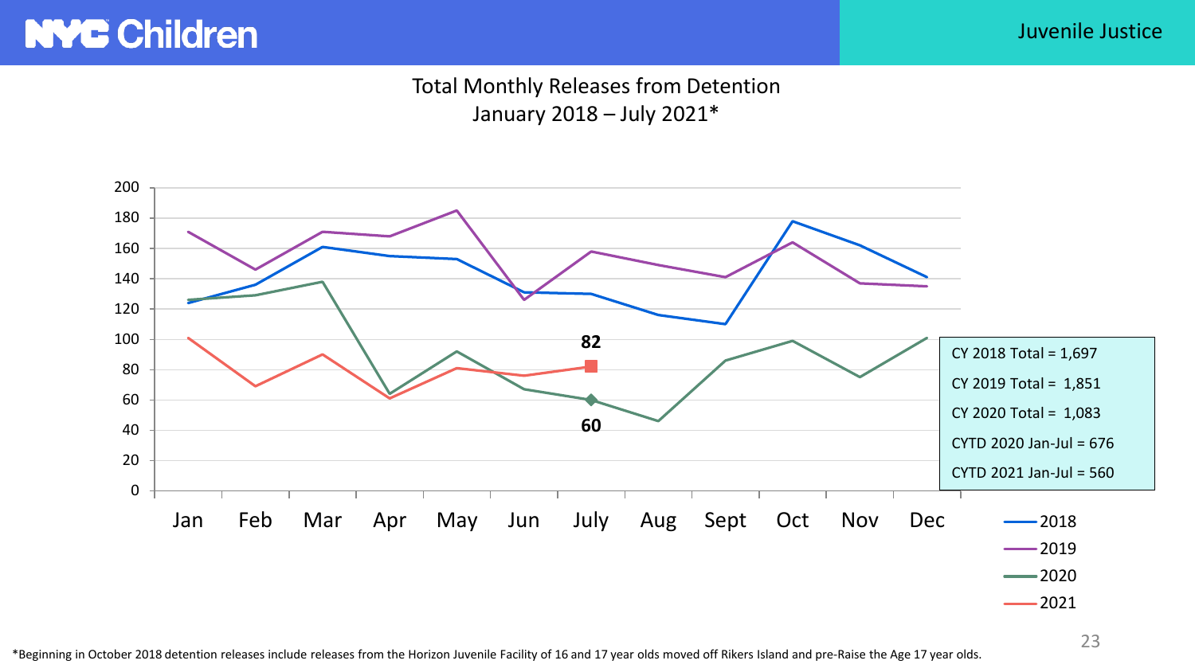## Total Monthly Releases from Detention
## January 2018 – July 2021*

| | Jan | Feb | Mar | Apr | May | Jun | July | Aug | Sept | Oct | Nov | Dec |
|---|---|---|---|---|---|---|---|---|---|---|---|---|
| 2021 | | | | | | | 82 | | | | | |
| 2020 | | | | | | | 60 | | | | | |

CY 2018 Total = 1,697

CY 2019 Total = 1,851

CY 2020 Total = 1,083

CYTD 2020 Jan-Jul = 676

CYTD 2021 Jan-Jul = 560

*Beginning in October 2018 detention releases include releases from the Horizon Juvenile Facility of 16 and 17 year olds moved off Rikers Island and pre-Raise the Age 17 year olds.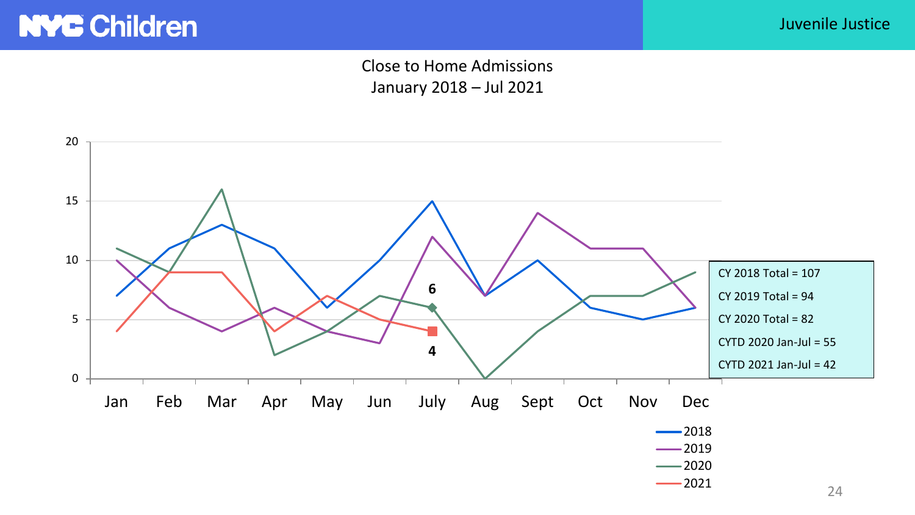NYC Children

Juvenile Justice

## Close to Home Admissions
## January 2018 – Jul 2021

20
15
10
5
0

Jan Feb Mar Apr May Jun July Aug Sept Oct Nov Dec

6
4

CY 2018 Total = 107
CY 2019 Total = 94
CY 2020 Total = 82
CYTD 2020 Jan-Jul = 55
CYTD 2021 Jan-Jul = 42

2018
2019
2020
2021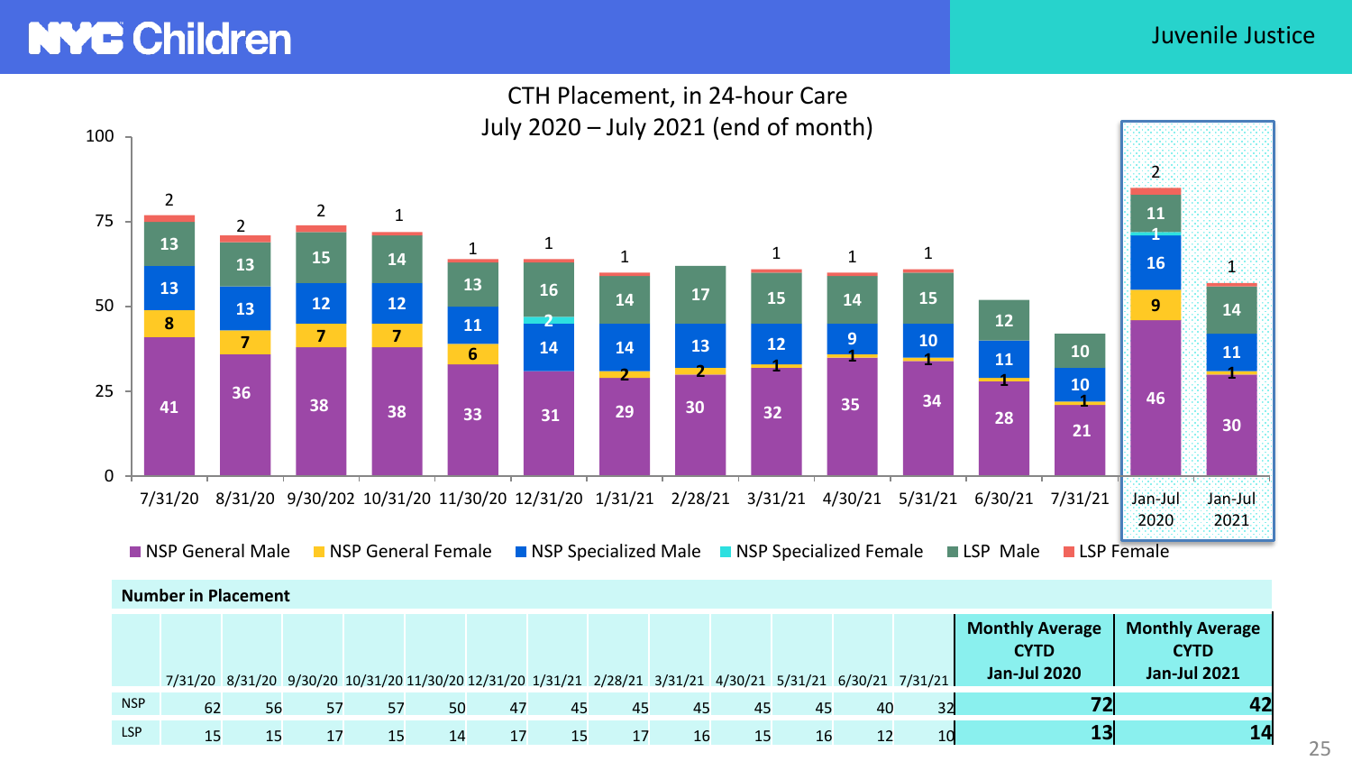# NYC Children

Juvenile Justice

CTH Placement, in 24-hour Care
July 2020 – July 2021 (end of month)

100
75
50
25
0

7/31/20: 41, 8, 13, 13, 2
8/31/20: 36, 7, 13, 13, 2
9/30/202: 38, 7, 12, 15, 2
10/31/20: 38, 7, 12, 14, 1
11/30/20: 33, 6, 11, 13, 1
12/31/20: 31, 14, 2, 16, 1
1/31/21: 29, 2, 14, 14, 1
2/28/21: 30, 2, 13, 17
3/31/21: 32, 1, 12, 15, 1
4/30/21: 35, 1, 9, 14, 1
5/31/21: 34, 1, 10, 15, 1
6/30/21: 28, 1, 11, 12
7/31/21: 21, 1, 10, 10
Jan-Jul 2020: 46, 9, 16, 1, 11, 2
Jan-Jul 2021: 30, 1, 11, 14, 1

NSP General Male, NSP General Female, NSP Specialized Male, NSP Specialized Female, LSP Male, LSP Female

**Number in Placement**

| | 7/31/20 | 8/31/20 | 9/30/20 | 10/31/20 | 11/30/20 | 12/31/20 | 1/31/21 | 2/28/21 | 3/31/21 | 4/30/21 | 5/31/21 | 6/30/21 | 7/31/21 | Monthly Average CYTD Jan-Jul 2020 | Monthly Average CYTD Jan-Jul 2021 |
|---|---|---|---|---|---|---|---|---|---|---|---|---|---|---|---|
| NSP | 62 | 56 | 57 | 57 | 50 | 47 | 45 | 45 | 45 | 45 | 45 | 40 | 32 | **72** | **42** |
| LSP | 15 | 15 | 17 | 15 | 14 | 17 | 15 | 17 | 16 | 15 | 16 | 12 | 10 | **13** | **14** |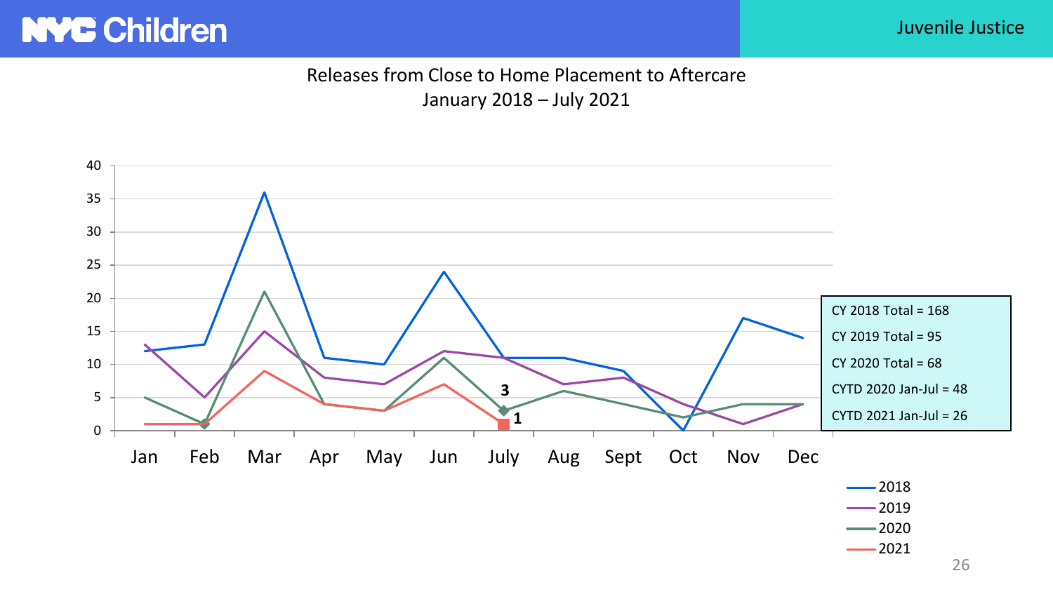Releases from Close to Home Placement to Aftercare
January 2018 – July 2021

40
35
30
25
20
15
10
5
0

Jan Feb Mar Apr May Jun July Aug Sept Oct Nov Dec

3

1

CY 2018 Total = 168

CY 2019 Total = 95

CY 2020 Total = 68

CYTD 2020 Jan-Jul = 48

CYTD 2021 Jan-Jul = 26

2018
2019
2020
2021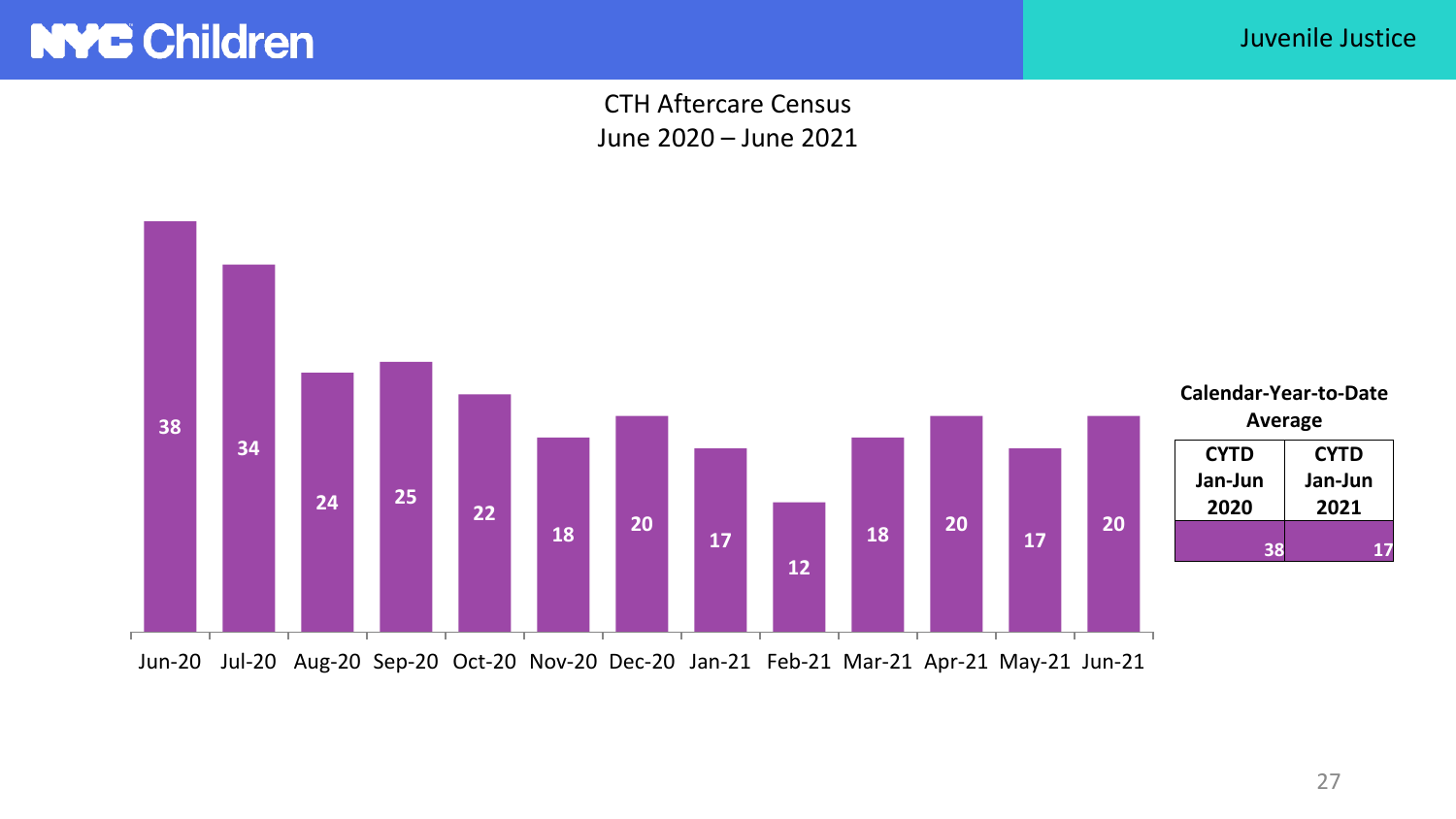# CTH Aftercare Census
## June 2020 – June 2021

38
34
24
25
22
18
20
17
12
18
20
17
20

Jun-20 Jul-20 Aug-20 Sep-20 Oct-20 Nov-20 Dec-20 Jan-21 Feb-21 Mar-21 Apr-21 May-21 Jun-21

**Calendar-Year-to-Date Average**

| CYTD Jan-Jun 2020 | CYTD Jan-Jun 2021 |
|---|---|
| 38 | 17 |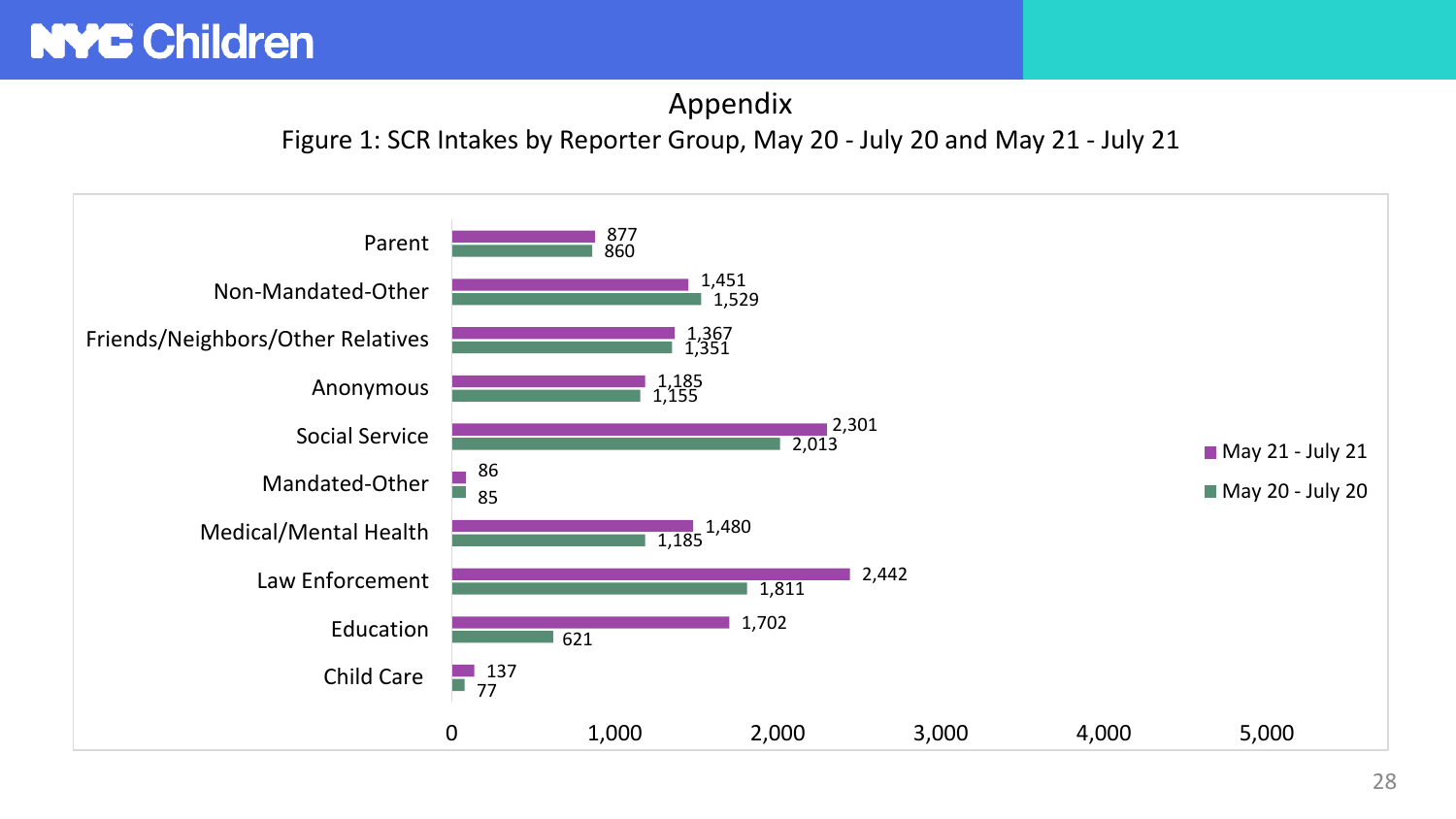# Appendix

Figure 1: SCR Intakes by Reporter Group, May 20 - July 20 and May 21 - July 21

| Reporter Group | May 21 - July 21 | May 20 - July 20 |
|---|---|---|
| Parent | 877 | 860 |
| Non-Mandated-Other | 1,451 | 1,529 |
| Friends/Neighbors/Other Relatives | 1,367 | 1,351 |
| Anonymous | 1,185 | 1,155 |
| Social Service | 2,301 | 2,013 |
| Mandated-Other | 86 | 85 |
| Medical/Mental Health | 1,480 | 1,185 |
| Law Enforcement | 2,442 | 1,811 |
| Education | 1,702 | 621 |
| Child Care | 137 | 77 |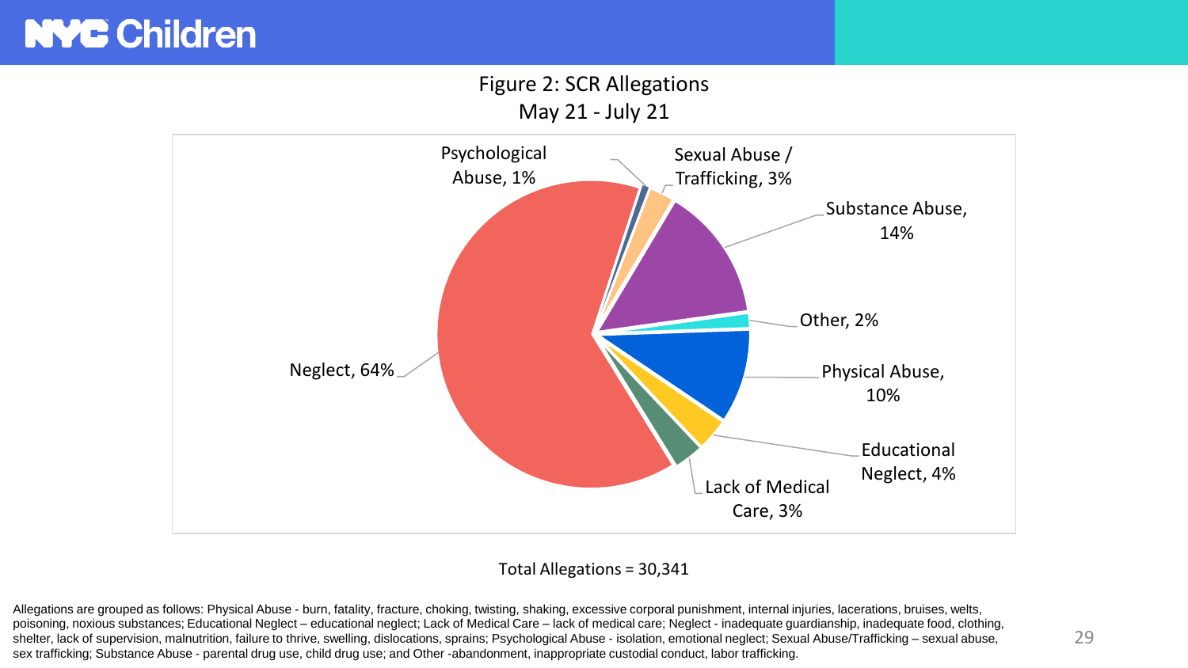Figure 2: SCR Allegations
May 21 - July 21

Psychological Abuse, 1%
Sexual Abuse / Trafficking, 3%
Substance Abuse, 14%
Other, 2%
Physical Abuse, 10%
Educational Neglect, 4%
Lack of Medical Care, 3%
Neglect, 64%

Total Allegations = 30,341

Allegations are grouped as follows: Physical Abuse - burn, fatality, fracture, choking, twisting, shaking, excessive corporal punishment, internal injuries, lacerations, bruises, welts, poisoning, noxious substances; Educational Neglect – educational neglect; Lack of Medical Care – lack of medical care; Neglect - inadequate guardianship, inadequate food, clothing, shelter, lack of supervision, malnutrition, failure to thrive, swelling, dislocations, sprains; Psychological Abuse - isolation, emotional neglect; Sexual Abuse/Trafficking – sexual abuse, sex trafficking; Substance Abuse - parental drug use, child drug use; and Other -abandonment, inappropriate custodial conduct, labor trafficking.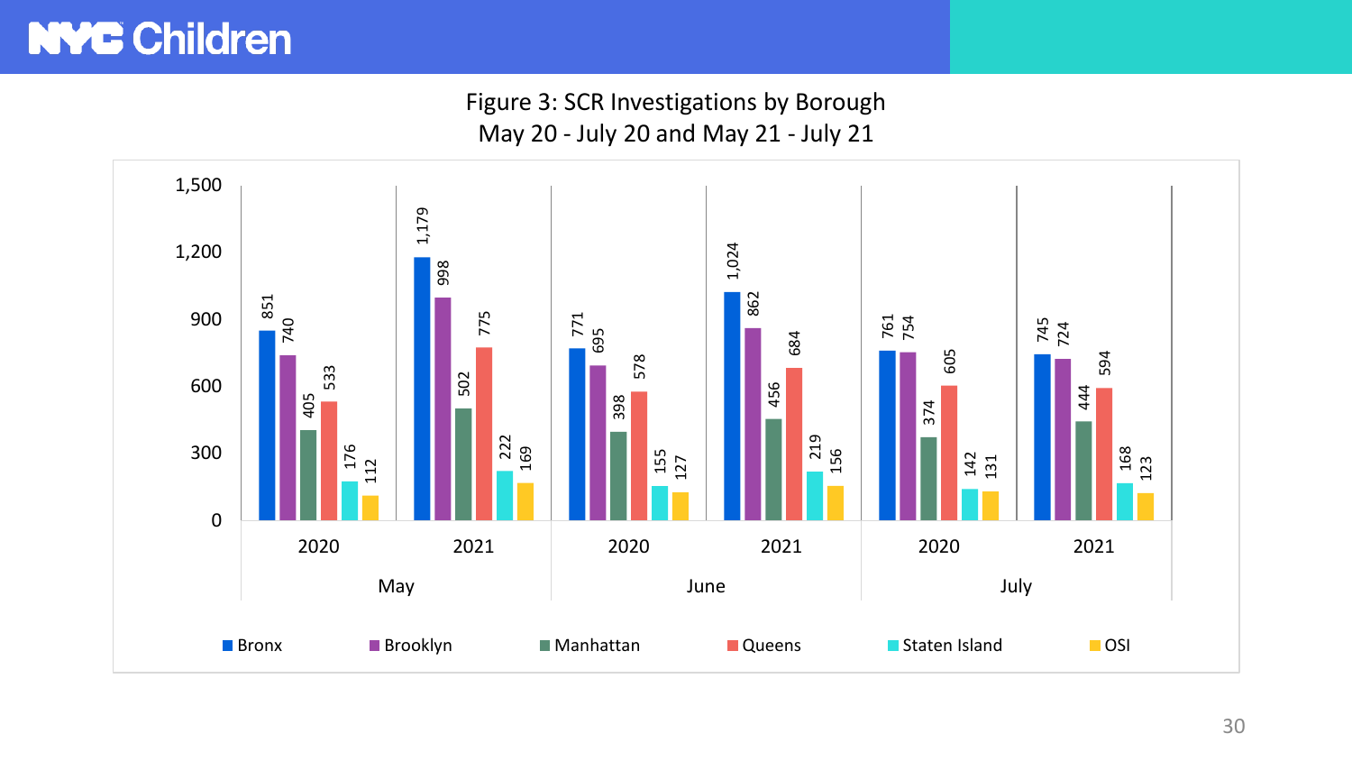Figure 3: SCR Investigations by Borough
May 20 - July 20 and May 21 - July 21

1,500
1,200
900
600
300
0

851
740
405
533
176
112

1,179
998
502
775
222
169

771
695
398
578
155
127

1,024
862
456
684
219
156

761
754
374
605
142
131

745
724
444
594
168
123

2020
2021
May

2020
2021
June

2020
2021
July

Bronx
Brooklyn
Manhattan
Queens
Staten Island
OSI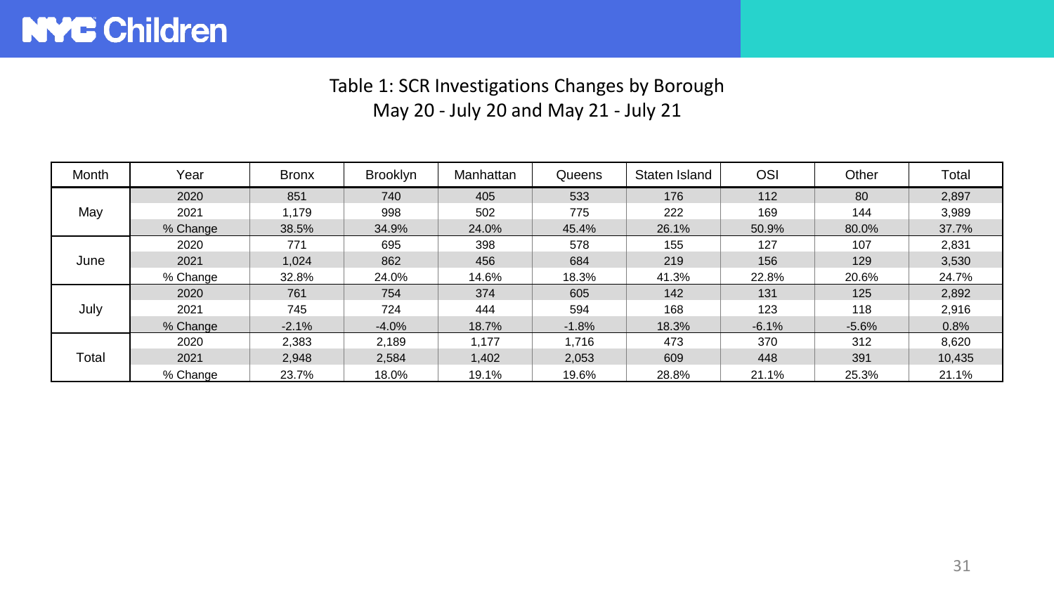NYC Children

## Table 1: SCR Investigations Changes by Borough
May 20 - July 20 and May 21 - July 21

| Month | Year | Bronx | Brooklyn | Manhattan | Queens | Staten Island | OSI | Other | Total |
|---|---|---|---|---|---|---|---|---|---|
| May | 2020 | 851 | 740 | 405 | 533 | 176 | 112 | 80 | 2,897 |
| | 2021 | 1,179 | 998 | 502 | 775 | 222 | 169 | 144 | 3,989 |
| | % Change | 38.5% | 34.9% | 24.0% | 45.4% | 26.1% | 50.9% | 80.0% | 37.7% |
| June | 2020 | 771 | 695 | 398 | 578 | 155 | 127 | 107 | 2,831 |
| | 2021 | 1,024 | 862 | 456 | 684 | 219 | 156 | 129 | 3,530 |
| | % Change | 32.8% | 24.0% | 14.6% | 18.3% | 41.3% | 22.8% | 20.6% | 24.7% |
| July | 2020 | 761 | 754 | 374 | 605 | 142 | 131 | 125 | 2,892 |
| | 2021 | 745 | 724 | 444 | 594 | 168 | 123 | 118 | 2,916 |
| | % Change | -2.1% | -4.0% | 18.7% | -1.8% | 18.3% | -6.1% | -5.6% | 0.8% |
| Total | 2020 | 2,383 | 2,189 | 1,177 | 1,716 | 473 | 370 | 312 | 8,620 |
| | 2021 | 2,948 | 2,584 | 1,402 | 2,053 | 609 | 448 | 391 | 10,435 |
| | % Change | 23.7% | 18.0% | 19.1% | 19.6% | 28.8% | 21.1% | 25.3% | 21.1% |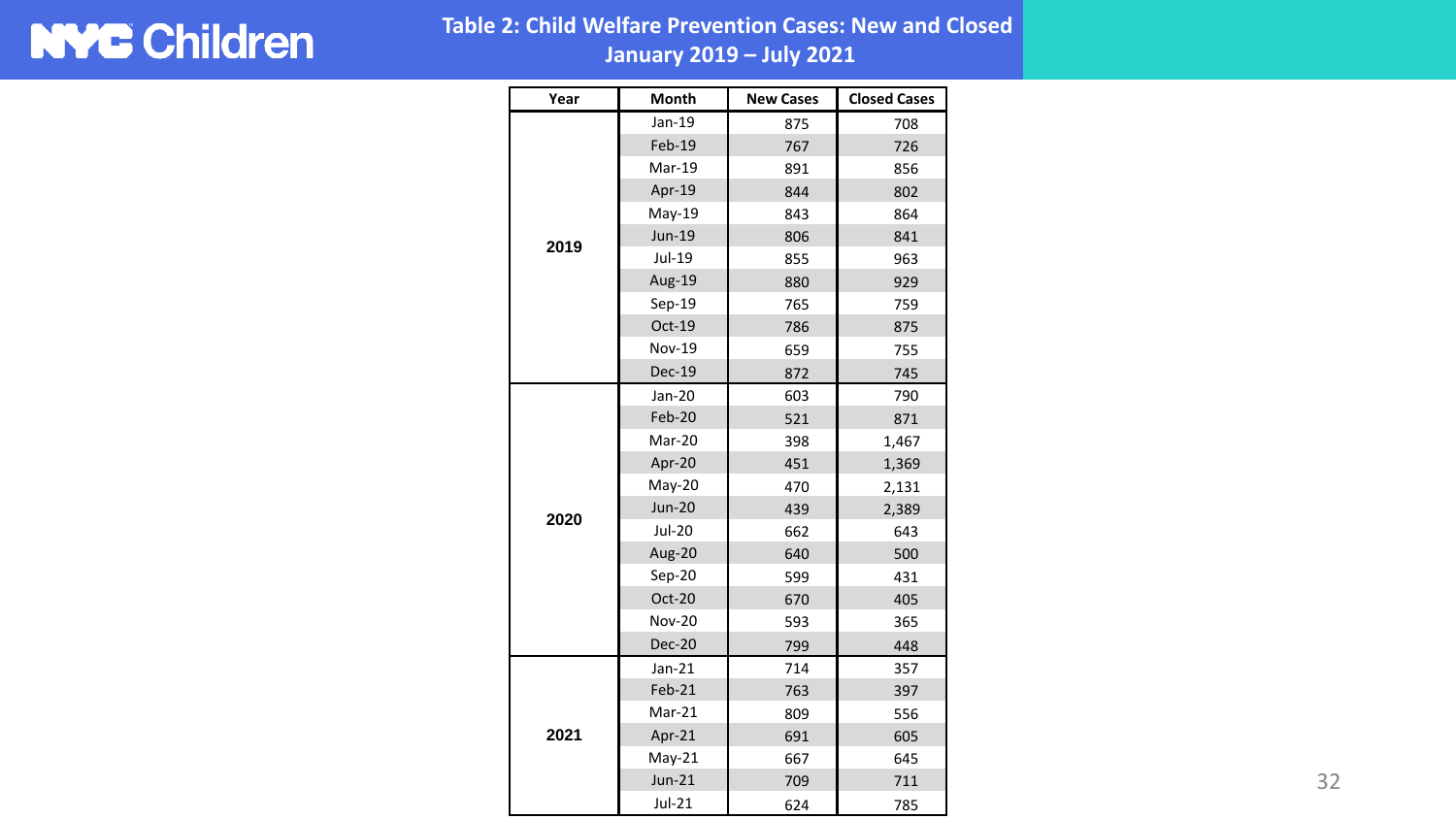# Table 2: Child Welfare Prevention Cases: New and Closed January 2019 – July 2021

| Year | Month | New Cases | Closed Cases |
|---|---|---|---|
| 2019 | Jan-19 | 875 | 708 |
| | Feb-19 | 767 | 726 |
| | Mar-19 | 891 | 856 |
| | Apr-19 | 844 | 802 |
| | May-19 | 843 | 864 |
| | Jun-19 | 806 | 841 |
| | Jul-19 | 855 | 963 |
| | Aug-19 | 880 | 929 |
| | Sep-19 | 765 | 759 |
| | Oct-19 | 786 | 875 |
| | Nov-19 | 659 | 755 |
| | Dec-19 | 872 | 745 |
| 2020 | Jan-20 | 603 | 790 |
| | Feb-20 | 521 | 871 |
| | Mar-20 | 398 | 1,467 |
| | Apr-20 | 451 | 1,369 |
| | May-20 | 470 | 2,131 |
| | Jun-20 | 439 | 2,389 |
| | Jul-20 | 662 | 643 |
| | Aug-20 | 640 | 500 |
| | Sep-20 | 599 | 431 |
| | Oct-20 | 670 | 405 |
| | Nov-20 | 593 | 365 |
| | Dec-20 | 799 | 448 |
| 2021 | Jan-21 | 714 | 357 |
| | Feb-21 | 763 | 397 |
| | Mar-21 | 809 | 556 |
| | Apr-21 | 691 | 605 |
| | May-21 | 667 | 645 |
| | Jun-21 | 709 | 711 |
| | Jul-21 | 624 | 785 |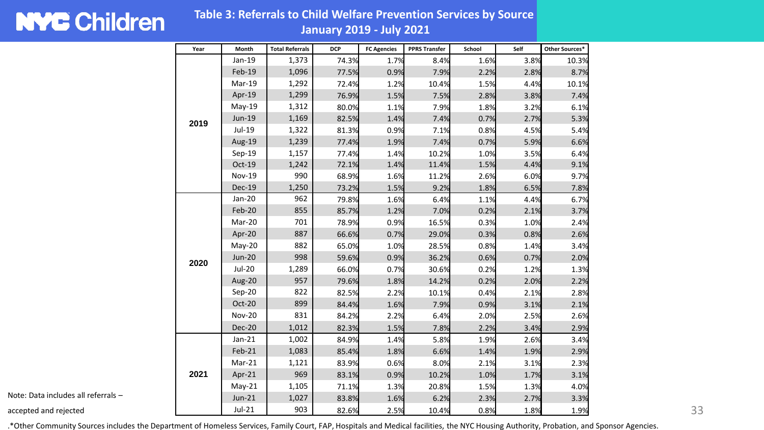NYC Children

## Table 3: Referrals to Child Welfare Prevention Services by Source January 2019 - July 2021

| Year | Month | Total Referrals | DCP | FC Agencies | PPRS Transfer | School | Self | Other Sources* |
|---|---|---|---|---|---|---|---|---|
| 2019 | Jan-19 | 1,373 | 74.3% | 1.7% | 8.4% | 1.6% | 3.8% | 10.3% |
| | Feb-19 | 1,096 | 77.5% | 0.9% | 7.9% | 2.2% | 2.8% | 8.7% |
| | Mar-19 | 1,292 | 72.4% | 1.2% | 10.4% | 1.5% | 4.4% | 10.1% |
| | Apr-19 | 1,299 | 76.9% | 1.5% | 7.5% | 2.8% | 3.8% | 7.4% |
| | May-19 | 1,312 | 80.0% | 1.1% | 7.9% | 1.8% | 3.2% | 6.1% |
| | Jun-19 | 1,169 | 82.5% | 1.4% | 7.4% | 0.7% | 2.7% | 5.3% |
| | Jul-19 | 1,322 | 81.3% | 0.9% | 7.1% | 0.8% | 4.5% | 5.4% |
| | Aug-19 | 1,239 | 77.4% | 1.9% | 7.4% | 0.7% | 5.9% | 6.6% |
| | Sep-19 | 1,157 | 77.4% | 1.4% | 10.2% | 1.0% | 3.5% | 6.4% |
| | Oct-19 | 1,242 | 72.1% | 1.4% | 11.4% | 1.5% | 4.4% | 9.1% |
| | Nov-19 | 990 | 68.9% | 1.6% | 11.2% | 2.6% | 6.0% | 9.7% |
| | Dec-19 | 1,250 | 73.2% | 1.5% | 9.2% | 1.8% | 6.5% | 7.8% |
| 2020 | Jan-20 | 962 | 79.8% | 1.6% | 6.4% | 1.1% | 4.4% | 6.7% |
| | Feb-20 | 855 | 85.7% | 1.2% | 7.0% | 0.2% | 2.1% | 3.7% |
| | Mar-20 | 701 | 78.9% | 0.9% | 16.5% | 0.3% | 1.0% | 2.4% |
| | Apr-20 | 887 | 66.6% | 0.7% | 29.0% | 0.3% | 0.8% | 2.6% |
| | May-20 | 882 | 65.0% | 1.0% | 28.5% | 0.8% | 1.4% | 3.4% |
| | Jun-20 | 998 | 59.6% | 0.9% | 36.2% | 0.6% | 0.7% | 2.0% |
| | Jul-20 | 1,289 | 66.0% | 0.7% | 30.6% | 0.2% | 1.2% | 1.3% |
| | Aug-20 | 957 | 79.6% | 1.8% | 14.2% | 0.2% | 2.0% | 2.2% |
| | Sep-20 | 822 | 82.5% | 2.2% | 10.1% | 0.4% | 2.1% | 2.8% |
| | Oct-20 | 899 | 84.4% | 1.6% | 7.9% | 0.9% | 3.1% | 2.1% |
| | Nov-20 | 831 | 84.2% | 2.2% | 6.4% | 2.0% | 2.5% | 2.6% |
| | Dec-20 | 1,012 | 82.3% | 1.5% | 7.8% | 2.2% | 3.4% | 2.9% |
| 2021 | Jan-21 | 1,002 | 84.9% | 1.4% | 5.8% | 1.9% | 2.6% | 3.4% |
| | Feb-21 | 1,083 | 85.4% | 1.8% | 6.6% | 1.4% | 1.9% | 2.9% |
| | Mar-21 | 1,121 | 83.9% | 0.6% | 8.0% | 2.1% | 3.1% | 2.3% |
| | Apr-21 | 969 | 83.1% | 0.9% | 10.2% | 1.0% | 1.7% | 3.1% |
| | May-21 | 1,105 | 71.1% | 1.3% | 20.8% | 1.5% | 1.3% | 4.0% |
| | Jun-21 | 1,027 | 83.8% | 1.6% | 6.2% | 2.3% | 2.7% | 3.3% |
| | Jul-21 | 903 | 82.6% | 2.5% | 10.4% | 0.8% | 1.8% | 1.9% |

Note: Data includes all referrals – accepted and rejected

.*Other Community Sources includes the Department of Homeless Services, Family Court, FAP, Hospitals and Medical facilities, the NYC Housing Authority, Probation, and Sponsor Agencies.